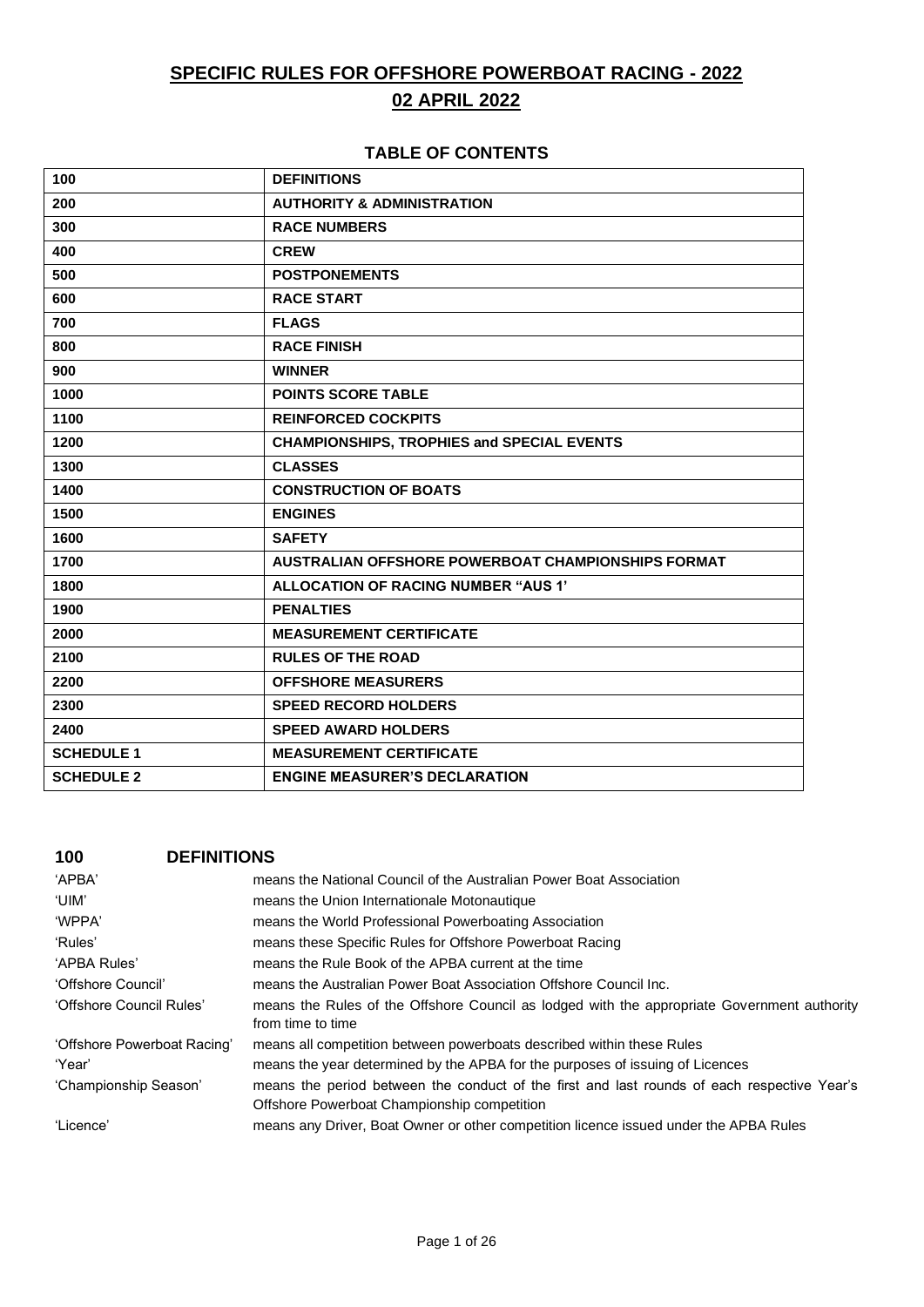# SPECIFIC RULES FOR OFFSHORE POWERBOAT RACING - 2022

## 02 APRIL 2022

### TABLE OF CONTENTS

| | |
|---|---|
| **100** | **DEFINITIONS** |
| **200** | **AUTHORITY & ADMINISTRATION** |
| **300** | **RACE NUMBERS** |
| **400** | **CREW** |
| **500** | **POSTPONEMENTS** |
| **600** | **RACE START** |
| **700** | **FLAGS** |
| **800** | **RACE FINISH** |
| **900** | **WINNER** |
| **1000** | **POINTS SCORE TABLE** |
| **1100** | **REINFORCED COCKPITS** |
| **1200** | **CHAMPIONSHIPS, TROPHIES and SPECIAL EVENTS** |
| **1300** | **CLASSES** |
| **1400** | **CONSTRUCTION OF BOATS** |
| **1500** | **ENGINES** |
| **1600** | **SAFETY** |
| **1700** | **AUSTRALIAN OFFSHORE POWERBOAT CHAMPIONSHIPS FORMAT** |
| **1800** | **ALLOCATION OF RACING NUMBER "AUS 1'** |
| **1900** | **PENALTIES** |
| **2000** | **MEASUREMENT CERTIFICATE** |
| **2100** | **RULES OF THE ROAD** |
| **2200** | **OFFSHORE MEASURERS** |
| **2300** | **SPEED RECORD HOLDERS** |
| **2400** | **SPEED AWARD HOLDERS** |
| **SCHEDULE 1** | **MEASUREMENT CERTIFICATE** |
| **SCHEDULE 2** | **ENGINE MEASURER'S DECLARATION** |

## 100 DEFINITIONS

| | |
|---|---|
| 'APBA' | means the National Council of the Australian Power Boat Association |
| 'UIM' | means the Union Internationale Motonautique |
| 'WPPA' | means the World Professional Powerboating Association |
| 'Rules' | means these Specific Rules for Offshore Powerboat Racing |
| 'APBA Rules' | means the Rule Book of the APBA current at the time |
| 'Offshore Council' | means the Australian Power Boat Association Offshore Council Inc. |
| 'Offshore Council Rules' | means the Rules of the Offshore Council as lodged with the appropriate Government authority from time to time |
| 'Offshore Powerboat Racing' | means all competition between powerboats described within these Rules |
| 'Year' | means the year determined by the APBA for the purposes of issuing of Licences |
| 'Championship Season' | means the period between the conduct of the first and last rounds of each respective Year's Offshore Powerboat Championship competition |
| 'Licence' | means any Driver, Boat Owner or other competition licence issued under the APBA Rules |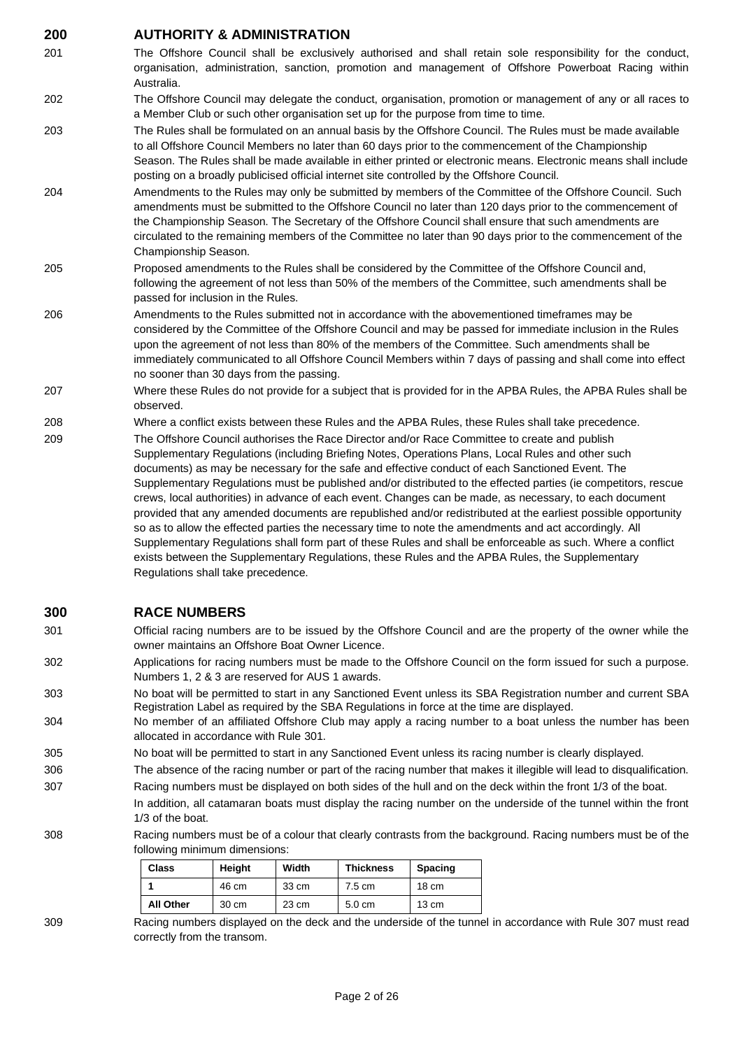## 200 AUTHORITY & ADMINISTRATION

201 The Offshore Council shall be exclusively authorised and shall retain sole responsibility for the conduct, organisation, administration, sanction, promotion and management of Offshore Powerboat Racing within Australia.

202 The Offshore Council may delegate the conduct, organisation, promotion or management of any or all races to a Member Club or such other organisation set up for the purpose from time to time.

203 The Rules shall be formulated on an annual basis by the Offshore Council. The Rules must be made available to all Offshore Council Members no later than 60 days prior to the commencement of the Championship Season. The Rules shall be made available in either printed or electronic means. Electronic means shall include posting on a broadly publicised official internet site controlled by the Offshore Council.

204 Amendments to the Rules may only be submitted by members of the Committee of the Offshore Council. Such amendments must be submitted to the Offshore Council no later than 120 days prior to the commencement of the Championship Season. The Secretary of the Offshore Council shall ensure that such amendments are circulated to the remaining members of the Committee no later than 90 days prior to the commencement of the Championship Season.

205 Proposed amendments to the Rules shall be considered by the Committee of the Offshore Council and, following the agreement of not less than 50% of the members of the Committee, such amendments shall be passed for inclusion in the Rules.

206 Amendments to the Rules submitted not in accordance with the abovementioned timeframes may be considered by the Committee of the Offshore Council and may be passed for immediate inclusion in the Rules upon the agreement of not less than 80% of the members of the Committee. Such amendments shall be immediately communicated to all Offshore Council Members within 7 days of passing and shall come into effect no sooner than 30 days from the passing.

207 Where these Rules do not provide for a subject that is provided for in the APBA Rules, the APBA Rules shall be observed.

208 Where a conflict exists between these Rules and the APBA Rules, these Rules shall take precedence.

209 The Offshore Council authorises the Race Director and/or Race Committee to create and publish Supplementary Regulations (including Briefing Notes, Operations Plans, Local Rules and other such documents) as may be necessary for the safe and effective conduct of each Sanctioned Event. The Supplementary Regulations must be published and/or distributed to the effected parties (ie competitors, rescue crews, local authorities) in advance of each event. Changes can be made, as necessary, to each document provided that any amended documents are republished and/or redistributed at the earliest possible opportunity so as to allow the effected parties the necessary time to note the amendments and act accordingly. All Supplementary Regulations shall form part of these Rules and shall be enforceable as such. Where a conflict exists between the Supplementary Regulations, these Rules and the APBA Rules, the Supplementary Regulations shall take precedence.

## 300 RACE NUMBERS

301 Official racing numbers are to be issued by the Offshore Council and are the property of the owner while the owner maintains an Offshore Boat Owner Licence.

302 Applications for racing numbers must be made to the Offshore Council on the form issued for such a purpose. Numbers 1, 2 & 3 are reserved for AUS 1 awards.

303 No boat will be permitted to start in any Sanctioned Event unless its SBA Registration number and current SBA Registration Label as required by the SBA Regulations in force at the time are displayed.

304 No member of an affiliated Offshore Club may apply a racing number to a boat unless the number has been allocated in accordance with Rule 301.

305 No boat will be permitted to start in any Sanctioned Event unless its racing number is clearly displayed.

306 The absence of the racing number or part of the racing number that makes it illegible will lead to disqualification.

307 Racing numbers must be displayed on both sides of the hull and on the deck within the front 1/3 of the boat.

In addition, all catamaran boats must display the racing number on the underside of the tunnel within the front 1/3 of the boat.

308 Racing numbers must be of a colour that clearly contrasts from the background. Racing numbers must be of the following minimum dimensions:

| Class | Height | Width | Thickness | Spacing |
|---|---|---|---|---|
| 1 | 46 cm | 33 cm | 7.5 cm | 18 cm |
| All Other | 30 cm | 23 cm | 5.0 cm | 13 cm |

309 Racing numbers displayed on the deck and the underside of the tunnel in accordance with Rule 307 must read correctly from the transom.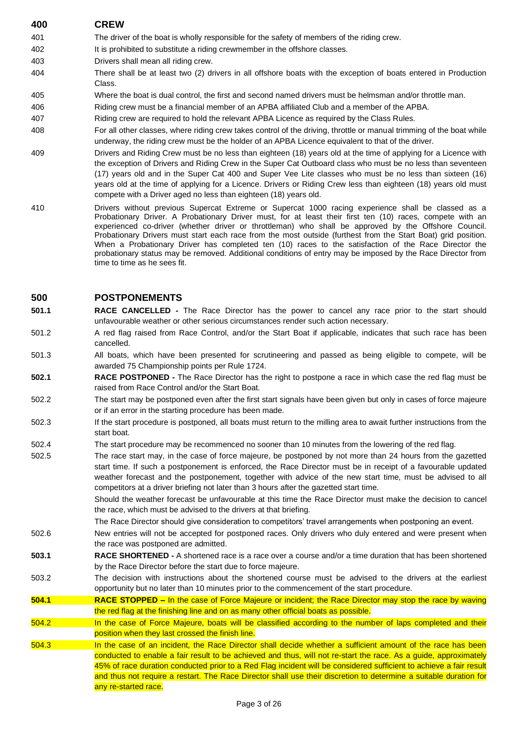## 400 CREW

401 The driver of the boat is wholly responsible for the safety of members of the riding crew.

402 It is prohibited to substitute a riding crewmember in the offshore classes.

403 Drivers shall mean all riding crew.

404 There shall be at least two (2) drivers in all offshore boats with the exception of boats entered in Production Class.

405 Where the boat is dual control, the first and second named drivers must be helmsman and/or throttle man.

406 Riding crew must be a financial member of an APBA affiliated Club and a member of the APBA.

407 Riding crew are required to hold the relevant APBA Licence as required by the Class Rules.

408 For all other classes, where riding crew takes control of the driving, throttle or manual trimming of the boat while underway, the riding crew must be the holder of an APBA Licence equivalent to that of the driver.

409 Drivers and Riding Crew must be no less than eighteen (18) years old at the time of applying for a Licence with the exception of Drivers and Riding Crew in the Super Cat Outboard class who must be no less than seventeen (17) years old and in the Super Cat 400 and Super Vee Lite classes who must be no less than sixteen (16) years old at the time of applying for a Licence. Drivers or Riding Crew less than eighteen (18) years old must compete with a Driver aged no less than eighteen (18) years old.

410 Drivers without previous Supercat Extreme or Supercat 1000 racing experience shall be classed as a Probationary Driver. A Probationary Driver must, for at least their first ten (10) races, compete with an experienced co-driver (whether driver or throttleman) who shall be approved by the Offshore Council. Probationary Drivers must start each race from the most outside (furthest from the Start Boat) grid position. When a Probationary Driver has completed ten (10) races to the satisfaction of the Race Director the probationary status may be removed. Additional conditions of entry may be imposed by the Race Director from time to time as he sees fit.

## 500 POSTPONEMENTS

**501.1** **RACE CANCELLED -** The Race Director has the power to cancel any race prior to the start should unfavourable weather or other serious circumstances render such action necessary.

501.2 A red flag raised from Race Control, and/or the Start Boat if applicable, indicates that such race has been cancelled.

501.3 All boats, which have been presented for scrutineering and passed as being eligible to compete, will be awarded 75 Championship points per Rule 1724.

**502.1** **RACE POSTPONED -** The Race Director has the right to postpone a race in which case the red flag must be raised from Race Control and/or the Start Boat.

502.2 The start may be postponed even after the first start signals have been given but only in cases of force majeure or if an error in the starting procedure has been made.

502.3 If the start procedure is postponed, all boats must return to the milling area to await further instructions from the start boat.

502.4 The start procedure may be recommenced no sooner than 10 minutes from the lowering of the red flag.

502.5 The race start may, in the case of force majeure, be postponed by not more than 24 hours from the gazetted start time. If such a postponement is enforced, the Race Director must be in receipt of a favourable updated weather forecast and the postponement, together with advice of the new start time, must be advised to all competitors at a driver briefing not later than 3 hours after the gazetted start time.

Should the weather forecast be unfavourable at this time the Race Director must make the decision to cancel the race, which must be advised to the drivers at that briefing.

The Race Director should give consideration to competitors' travel arrangements when postponing an event.

502.6 New entries will not be accepted for postponed races. Only drivers who duly entered and were present when the race was postponed are admitted.

**503.1** **RACE SHORTENED -** A shortened race is a race over a course and/or a time duration that has been shortened by the Race Director before the start due to force majeure.

503.2 The decision with instructions about the shortened course must be advised to the drivers at the earliest opportunity but no later than 10 minutes prior to the commencement of the start procedure.

**504.1** **RACE STOPPED –** In the case of Force Majeure or incident; the Race Director may stop the race by waving the red flag at the finishing line and on as many other official boats as possible.

504.2 In the case of Force Majeure, boats will be classified according to the number of laps completed and their position when they last crossed the finish line.

504.3 In the case of an incident, the Race Director shall decide whether a sufficient amount of the race has been conducted to enable a fair result to be achieved and thus, will not re-start the race. As a guide, approximately 45% of race duration conducted prior to a Red Flag incident will be considered sufficient to achieve a fair result and thus not require a restart. The Race Director shall use their discretion to determine a suitable duration for any re-started race.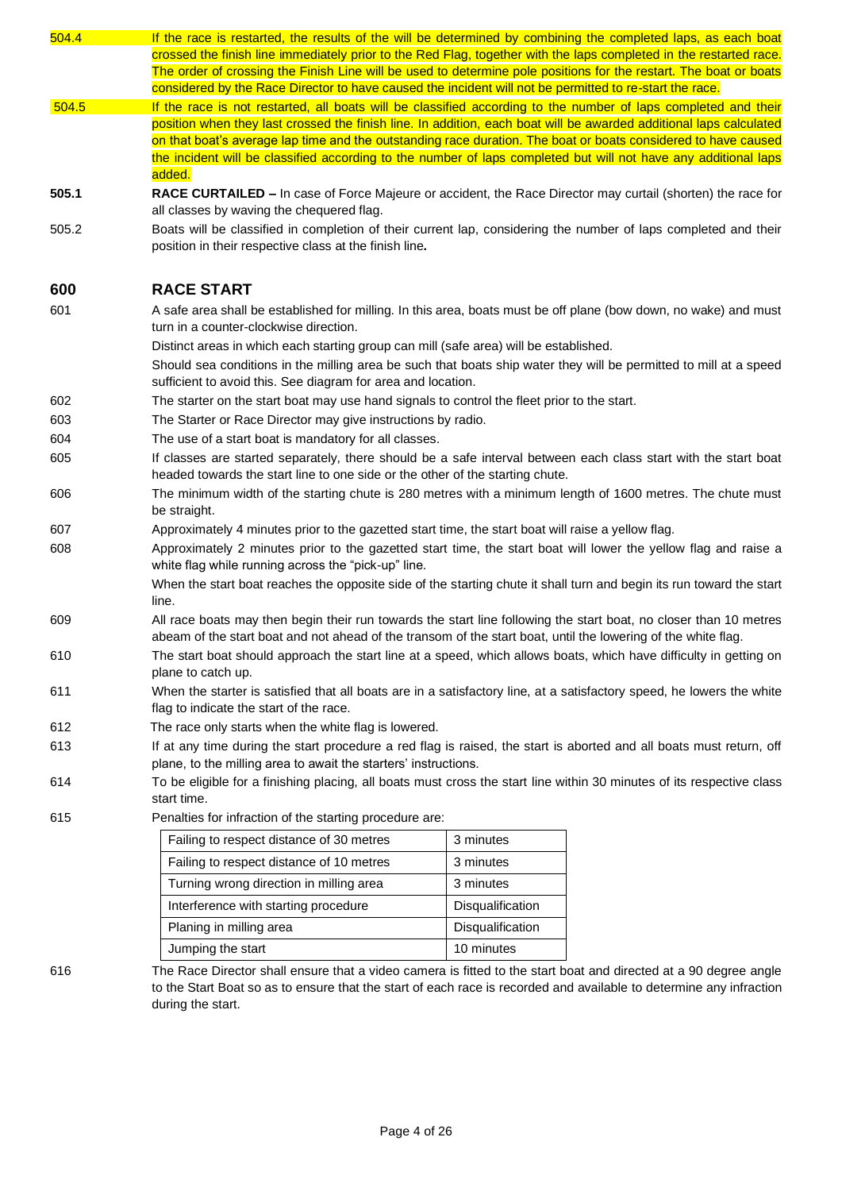504.4 If the race is restarted, the results of the will be determined by combining the completed laps, as each boat crossed the finish line immediately prior to the Red Flag, together with the laps completed in the restarted race. The order of crossing the Finish Line will be used to determine pole positions for the restart. The boat or boats considered by the Race Director to have caused the incident will not be permitted to re-start the race.

504.5 If the race is not restarted, all boats will be classified according to the number of laps completed and their position when they last crossed the finish line. In addition, each boat will be awarded additional laps calculated on that boat's average lap time and the outstanding race duration. The boat or boats considered to have caused the incident will be classified according to the number of laps completed but will not have any additional laps added.

**505.1** **RACE CURTAILED –** In case of Force Majeure or accident, the Race Director may curtail (shorten) the race for all classes by waving the chequered flag.

505.2 Boats will be classified in completion of their current lap, considering the number of laps completed and their position in their respective class at the finish line**.**

## 600 RACE START

601 A safe area shall be established for milling. In this area, boats must be off plane (bow down, no wake) and must turn in a counter-clockwise direction.

Distinct areas in which each starting group can mill (safe area) will be established.

Should sea conditions in the milling area be such that boats ship water they will be permitted to mill at a speed sufficient to avoid this. See diagram for area and location.

602 The starter on the start boat may use hand signals to control the fleet prior to the start.

603 The Starter or Race Director may give instructions by radio.

604 The use of a start boat is mandatory for all classes.

605 If classes are started separately, there should be a safe interval between each class start with the start boat headed towards the start line to one side or the other of the starting chute.

606 The minimum width of the starting chute is 280 metres with a minimum length of 1600 metres. The chute must be straight.

607 Approximately 4 minutes prior to the gazetted start time, the start boat will raise a yellow flag.

608 Approximately 2 minutes prior to the gazetted start time, the start boat will lower the yellow flag and raise a white flag while running across the "pick-up" line.

When the start boat reaches the opposite side of the starting chute it shall turn and begin its run toward the start line.

609 All race boats may then begin their run towards the start line following the start boat, no closer than 10 metres abeam of the start boat and not ahead of the transom of the start boat, until the lowering of the white flag.

610 The start boat should approach the start line at a speed, which allows boats, which have difficulty in getting on plane to catch up.

611 When the starter is satisfied that all boats are in a satisfactory line, at a satisfactory speed, he lowers the white flag to indicate the start of the race.

612 The race only starts when the white flag is lowered.

613 If at any time during the start procedure a red flag is raised, the start is aborted and all boats must return, off plane, to the milling area to await the starters' instructions.

614 To be eligible for a finishing placing, all boats must cross the start line within 30 minutes of its respective class start time.

615 Penalties for infraction of the starting procedure are:

| Infraction | Penalty |
|---|---|
| Failing to respect distance of 30 metres | 3 minutes |
| Failing to respect distance of 10 metres | 3 minutes |
| Turning wrong direction in milling area | 3 minutes |
| Interference with starting procedure | Disqualification |
| Planing in milling area | Disqualification |
| Jumping the start | 10 minutes |

616 The Race Director shall ensure that a video camera is fitted to the start boat and directed at a 90 degree angle to the Start Boat so as to ensure that the start of each race is recorded and available to determine any infraction during the start.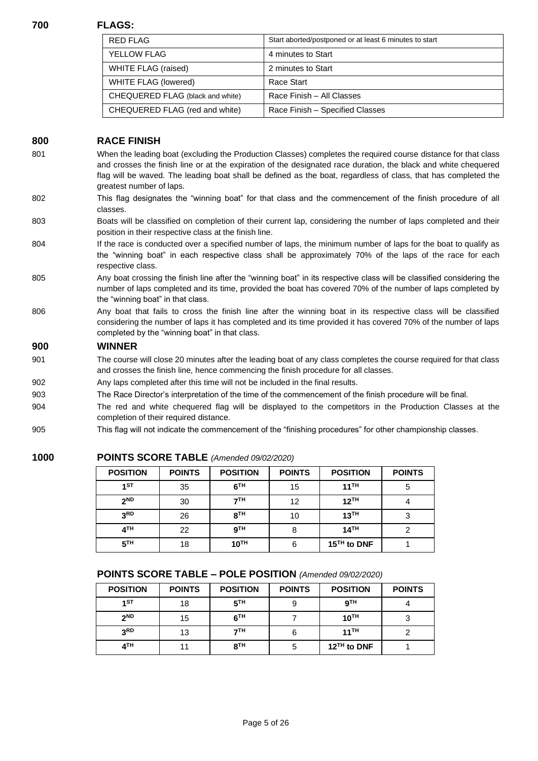## 700 FLAGS:

| | |
|---|---|
| RED FLAG | Start aborted/postponed or at least 6 minutes to start |
| YELLOW FLAG | 4 minutes to Start |
| WHITE FLAG (raised) | 2 minutes to Start |
| WHITE FLAG (lowered) | Race Start |
| CHEQUERED FLAG (black and white) | Race Finish – All Classes |
| CHEQUERED FLAG (red and white) | Race Finish – Specified Classes |

## 800 RACE FINISH

801 When the leading boat (excluding the Production Classes) completes the required course distance for that class and crosses the finish line or at the expiration of the designated race duration, the black and white chequered flag will be waved. The leading boat shall be defined as the boat, regardless of class, that has completed the greatest number of laps.

802 This flag designates the "winning boat" for that class and the commencement of the finish procedure of all classes.

803 Boats will be classified on completion of their current lap, considering the number of laps completed and their position in their respective class at the finish line.

804 If the race is conducted over a specified number of laps, the minimum number of laps for the boat to qualify as the "winning boat" in each respective class shall be approximately 70% of the laps of the race for each respective class.

805 Any boat crossing the finish line after the "winning boat" in its respective class will be classified considering the number of laps completed and its time, provided the boat has covered 70% of the number of laps completed by the "winning boat" in that class.

806 Any boat that fails to cross the finish line after the winning boat in its respective class will be classified considering the number of laps it has completed and its time provided it has covered 70% of the number of laps completed by the "winning boat" in that class.

## 900 WINNER

901 The course will close 20 minutes after the leading boat of any class completes the course required for that class and crosses the finish line, hence commencing the finish procedure for all classes.

902 Any laps completed after this time will not be included in the final results.

903 The Race Director's interpretation of the time of the commencement of the finish procedure will be final.

904 The red and white chequered flag will be displayed to the competitors in the Production Classes at the completion of their required distance.

905 This flag will not indicate the commencement of the "finishing procedures" for other championship classes.

## 1000 POINTS SCORE TABLE *(Amended 09/02/2020)*

| POSITION | POINTS | POSITION | POINTS | POSITION | POINTS |
|---|---|---|---|---|---|
| 1ST | 35 | 6TH | 15 | 11TH | 5 |
| 2ND | 30 | 7TH | 12 | 12TH | 4 |
| 3RD | 26 | 8TH | 10 | 13TH | 3 |
| 4TH | 22 | 9TH | 8 | 14TH | 2 |
| 5TH | 18 | 10TH | 6 | 15TH to DNF | 1 |

### POINTS SCORE TABLE – POLE POSITION *(Amended 09/02/2020)*

| POSITION | POINTS | POSITION | POINTS | POSITION | POINTS |
|---|---|---|---|---|---|
| 1ST | 18 | 5TH | 9 | 9TH | 4 |
| 2ND | 15 | 6TH | 7 | 10TH | 3 |
| 3RD | 13 | 7TH | 6 | 11TH | 2 |
| 4TH | 11 | 8TH | 5 | 12TH to DNF | 1 |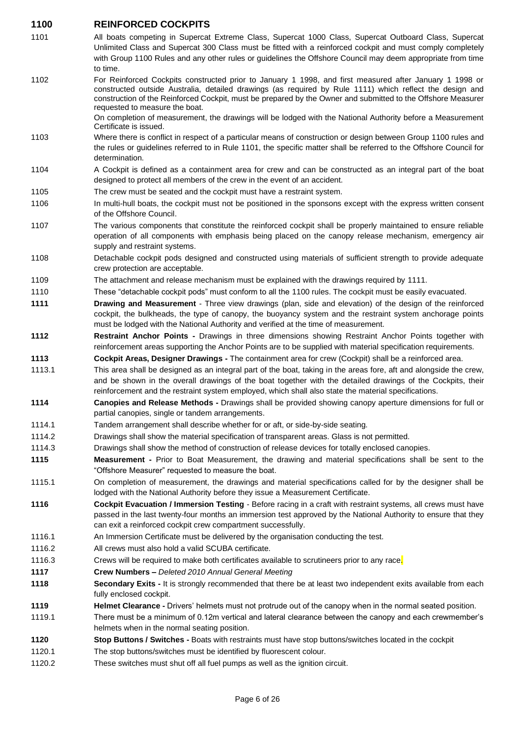## 1100 REINFORCED COCKPITS

1101 All boats competing in Supercat Extreme Class, Supercat 1000 Class, Supercat Outboard Class, Supercat Unlimited Class and Supercat 300 Class must be fitted with a reinforced cockpit and must comply completely with Group 1100 Rules and any other rules or guidelines the Offshore Council may deem appropriate from time to time.

1102 For Reinforced Cockpits constructed prior to January 1 1998, and first measured after January 1 1998 or constructed outside Australia, detailed drawings (as required by Rule 1111) which reflect the design and construction of the Reinforced Cockpit, must be prepared by the Owner and submitted to the Offshore Measurer requested to measure the boat.

On completion of measurement, the drawings will be lodged with the National Authority before a Measurement Certificate is issued.

1103 Where there is conflict in respect of a particular means of construction or design between Group 1100 rules and the rules or guidelines referred to in Rule 1101, the specific matter shall be referred to the Offshore Council for determination.

1104 A Cockpit is defined as a containment area for crew and can be constructed as an integral part of the boat designed to protect all members of the crew in the event of an accident.

1105 The crew must be seated and the cockpit must have a restraint system.

1106 In multi-hull boats, the cockpit must not be positioned in the sponsons except with the express written consent of the Offshore Council.

1107 The various components that constitute the reinforced cockpit shall be properly maintained to ensure reliable operation of all components with emphasis being placed on the canopy release mechanism, emergency air supply and restraint systems.

1108 Detachable cockpit pods designed and constructed using materials of sufficient strength to provide adequate crew protection are acceptable.

1109 The attachment and release mechanism must be explained with the drawings required by 1111.

1110 These "detachable cockpit pods" must conform to all the 1100 rules. The cockpit must be easily evacuated.

**1111** **Drawing and Measurement** - Three view drawings (plan, side and elevation) of the design of the reinforced cockpit, the bulkheads, the type of canopy, the buoyancy system and the restraint system anchorage points must be lodged with the National Authority and verified at the time of measurement.

**1112** **Restraint Anchor Points -** Drawings in three dimensions showing Restraint Anchor Points together with reinforcement areas supporting the Anchor Points are to be supplied with material specification requirements.

**1113** **Cockpit Areas, Designer Drawings -** The containment area for crew (Cockpit) shall be a reinforced area.

1113.1 This area shall be designed as an integral part of the boat, taking in the areas fore, aft and alongside the crew, and be shown in the overall drawings of the boat together with the detailed drawings of the Cockpits, their reinforcement and the restraint system employed, which shall also state the material specifications.

**1114** **Canopies and Release Methods -** Drawings shall be provided showing canopy aperture dimensions for full or partial canopies, single or tandem arrangements.

1114.1 Tandem arrangement shall describe whether for or aft, or side-by-side seating.

1114.2 Drawings shall show the material specification of transparent areas. Glass is not permitted.

1114.3 Drawings shall show the method of construction of release devices for totally enclosed canopies.

**1115** **Measurement -** Prior to Boat Measurement, the drawing and material specifications shall be sent to the "Offshore Measurer" requested to measure the boat.

1115.1 On completion of measurement, the drawings and material specifications called for by the designer shall be lodged with the National Authority before they issue a Measurement Certificate.

**1116** **Cockpit Evacuation / Immersion Testing** - Before racing in a craft with restraint systems, all crews must have passed in the last twenty-four months an immersion test approved by the National Authority to ensure that they can exit a reinforced cockpit crew compartment successfully.

1116.1 An Immersion Certificate must be delivered by the organisation conducting the test.

1116.2 All crews must also hold a valid SCUBA certificate.

1116.3 Crews will be required to make both certificates available to scrutineers prior to any race.

**1117** **Crew Numbers –** *Deleted 2010 Annual General Meeting*

**1118** **Secondary Exits -** It is strongly recommended that there be at least two independent exits available from each fully enclosed cockpit.

**1119** **Helmet Clearance -** Drivers' helmets must not protrude out of the canopy when in the normal seated position.

1119.1 There must be a minimum of 0.12m vertical and lateral clearance between the canopy and each crewmember's helmets when in the normal seating position.

**1120** **Stop Buttons / Switches -** Boats with restraints must have stop buttons/switches located in the cockpit

1120.1 The stop buttons/switches must be identified by fluorescent colour.

1120.2 These switches must shut off all fuel pumps as well as the ignition circuit.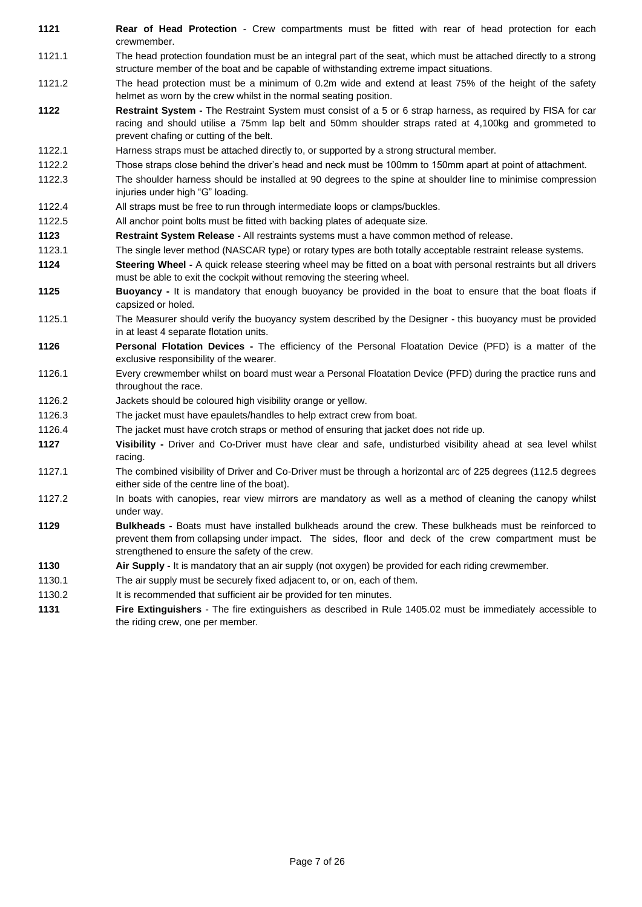**1121** **Rear of Head Protection** - Crew compartments must be fitted with rear of head protection for each crewmember.

1121.1 The head protection foundation must be an integral part of the seat, which must be attached directly to a strong structure member of the boat and be capable of withstanding extreme impact situations.

1121.2 The head protection must be a minimum of 0.2m wide and extend at least 75% of the height of the safety helmet as worn by the crew whilst in the normal seating position.

**1122** **Restraint System -** The Restraint System must consist of a 5 or 6 strap harness, as required by FISA for car racing and should utilise a 75mm lap belt and 50mm shoulder straps rated at 4,100kg and grommeted to prevent chafing or cutting of the belt.

1122.1 Harness straps must be attached directly to, or supported by a strong structural member.

1122.2 Those straps close behind the driver's head and neck must be 100mm to 150mm apart at point of attachment.

1122.3 The shoulder harness should be installed at 90 degrees to the spine at shoulder line to minimise compression injuries under high "G" loading.

1122.4 All straps must be free to run through intermediate loops or clamps/buckles.

1122.5 All anchor point bolts must be fitted with backing plates of adequate size.

**1123** **Restraint System Release -** All restraints systems must a have common method of release.

1123.1 The single lever method (NASCAR type) or rotary types are both totally acceptable restraint release systems.

**1124** **Steering Wheel -** A quick release steering wheel may be fitted on a boat with personal restraints but all drivers must be able to exit the cockpit without removing the steering wheel.

**1125** **Buoyancy -** It is mandatory that enough buoyancy be provided in the boat to ensure that the boat floats if capsized or holed.

1125.1 The Measurer should verify the buoyancy system described by the Designer - this buoyancy must be provided in at least 4 separate flotation units.

**1126** **Personal Flotation Devices -** The efficiency of the Personal Floatation Device (PFD) is a matter of the exclusive responsibility of the wearer.

1126.1 Every crewmember whilst on board must wear a Personal Floatation Device (PFD) during the practice runs and throughout the race.

1126.2 Jackets should be coloured high visibility orange or yellow.

1126.3 The jacket must have epaulets/handles to help extract crew from boat.

1126.4 The jacket must have crotch straps or method of ensuring that jacket does not ride up.

**1127** **Visibility -** Driver and Co-Driver must have clear and safe, undisturbed visibility ahead at sea level whilst racing.

1127.1 The combined visibility of Driver and Co-Driver must be through a horizontal arc of 225 degrees (112.5 degrees either side of the centre line of the boat).

1127.2 In boats with canopies, rear view mirrors are mandatory as well as a method of cleaning the canopy whilst under way.

**1129** **Bulkheads -** Boats must have installed bulkheads around the crew. These bulkheads must be reinforced to prevent them from collapsing under impact. The sides, floor and deck of the crew compartment must be strengthened to ensure the safety of the crew.

**1130** **Air Supply -** It is mandatory that an air supply (not oxygen) be provided for each riding crewmember.

1130.1 The air supply must be securely fixed adjacent to, or on, each of them.

1130.2 It is recommended that sufficient air be provided for ten minutes.

**1131** **Fire Extinguishers** - The fire extinguishers as described in Rule 1405.02 must be immediately accessible to the riding crew, one per member.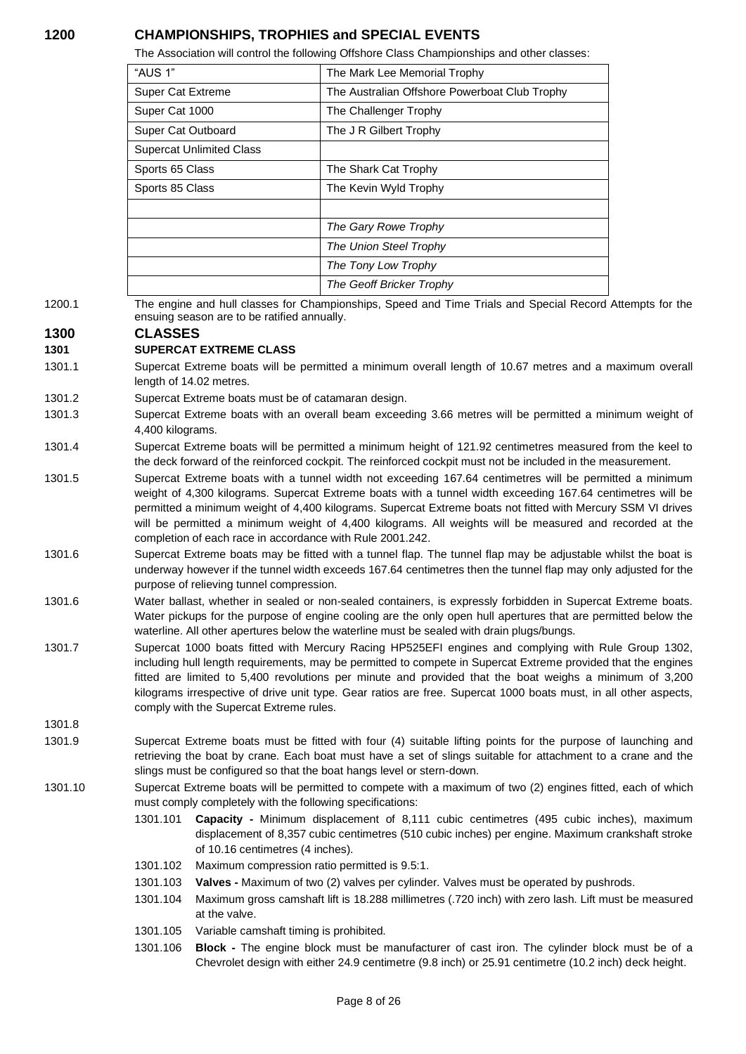## 1200 CHAMPIONSHIPS, TROPHIES and SPECIAL EVENTS

The Association will control the following Offshore Class Championships and other classes:

| | |
|---|---|
| "AUS 1" | The Mark Lee Memorial Trophy |
| Super Cat Extreme | The Australian Offshore Powerboat Club Trophy |
| Super Cat 1000 | The Challenger Trophy |
| Super Cat Outboard | The J R Gilbert Trophy |
| Supercat Unlimited Class | |
| Sports 65 Class | The Shark Cat Trophy |
| Sports 85 Class | The Kevin Wyld Trophy |
| | |
| | *The Gary Rowe Trophy* |
| | *The Union Steel Trophy* |
| | *The Tony Low Trophy* |
| | *The Geoff Bricker Trophy* |

1200.1 The engine and hull classes for Championships, Speed and Time Trials and Special Record Attempts for the ensuing season are to be ratified annually.

## 1300 CLASSES

### 1301 SUPERCAT EXTREME CLASS

1301.1 Supercat Extreme boats will be permitted a minimum overall length of 10.67 metres and a maximum overall length of 14.02 metres.

1301.2 Supercat Extreme boats must be of catamaran design.

1301.3 Supercat Extreme boats with an overall beam exceeding 3.66 metres will be permitted a minimum weight of 4,400 kilograms.

1301.4 Supercat Extreme boats will be permitted a minimum height of 121.92 centimetres measured from the keel to the deck forward of the reinforced cockpit. The reinforced cockpit must not be included in the measurement.

1301.5 Supercat Extreme boats with a tunnel width not exceeding 167.64 centimetres will be permitted a minimum weight of 4,300 kilograms. Supercat Extreme boats with a tunnel width exceeding 167.64 centimetres will be permitted a minimum weight of 4,400 kilograms. Supercat Extreme boats not fitted with Mercury SSM VI drives will be permitted a minimum weight of 4,400 kilograms. All weights will be measured and recorded at the completion of each race in accordance with Rule 2001.242.

1301.6 Supercat Extreme boats may be fitted with a tunnel flap. The tunnel flap may be adjustable whilst the boat is underway however if the tunnel width exceeds 167.64 centimetres then the tunnel flap may only adjusted for the purpose of relieving tunnel compression.

1301.6 Water ballast, whether in sealed or non-sealed containers, is expressly forbidden in Supercat Extreme boats. Water pickups for the purpose of engine cooling are the only open hull apertures that are permitted below the waterline. All other apertures below the waterline must be sealed with drain plugs/bungs.

1301.7 Supercat 1000 boats fitted with Mercury Racing HP525EFI engines and complying with Rule Group 1302, including hull length requirements, may be permitted to compete in Supercat Extreme provided that the engines fitted are limited to 5,400 revolutions per minute and provided that the boat weighs a minimum of 3,200 kilograms irrespective of drive unit type. Gear ratios are free. Supercat 1000 boats must, in all other aspects, comply with the Supercat Extreme rules.

1301.8

1301.9 Supercat Extreme boats must be fitted with four (4) suitable lifting points for the purpose of launching and retrieving the boat by crane. Each boat must have a set of slings suitable for attachment to a crane and the slings must be configured so that the boat hangs level or stern-down.

1301.10 Supercat Extreme boats will be permitted to compete with a maximum of two (2) engines fitted, each of which must comply completely with the following specifications:

- 1301.101 **Capacity -** Minimum displacement of 8,111 cubic centimetres (495 cubic inches), maximum displacement of 8,357 cubic centimetres (510 cubic inches) per engine. Maximum crankshaft stroke of 10.16 centimetres (4 inches).
- 1301.102 Maximum compression ratio permitted is 9.5:1.
- 1301.103 **Valves -** Maximum of two (2) valves per cylinder. Valves must be operated by pushrods.
- 1301.104 Maximum gross camshaft lift is 18.288 millimetres (.720 inch) with zero lash. Lift must be measured at the valve.
- 1301.105 Variable camshaft timing is prohibited.
- 1301.106 **Block -** The engine block must be manufacturer of cast iron. The cylinder block must be of a Chevrolet design with either 24.9 centimetre (9.8 inch) or 25.91 centimetre (10.2 inch) deck height.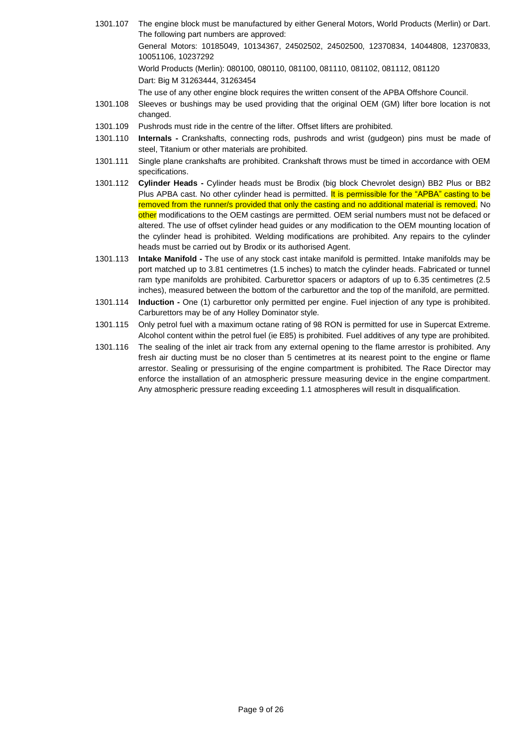1301.107 The engine block must be manufactured by either General Motors, World Products (Merlin) or Dart. The following part numbers are approved:

General Motors: 10185049, 10134367, 24502502, 24502500, 12370834, 14044808, 12370833, 10051106, 10237292

World Products (Merlin): 080100, 080110, 081100, 081110, 081102, 081112, 081120

Dart: Big M 31263444, 31263454

The use of any other engine block requires the written consent of the APBA Offshore Council.

1301.108 Sleeves or bushings may be used providing that the original OEM (GM) lifter bore location is not changed.

1301.109 Pushrods must ride in the centre of the lifter. Offset lifters are prohibited.

1301.110 **Internals -** Crankshafts, connecting rods, pushrods and wrist (gudgeon) pins must be made of steel, Titanium or other materials are prohibited.

1301.111 Single plane crankshafts are prohibited. Crankshaft throws must be timed in accordance with OEM specifications.

1301.112 **Cylinder Heads -** Cylinder heads must be Brodix (big block Chevrolet design) BB2 Plus or BB2 Plus APBA cast. No other cylinder head is permitted. It is permissible for the "APBA" casting to be removed from the runner/s provided that only the casting and no additional material is removed. No other modifications to the OEM castings are permitted. OEM serial numbers must not be defaced or altered. The use of offset cylinder head guides or any modification to the OEM mounting location of the cylinder head is prohibited. Welding modifications are prohibited. Any repairs to the cylinder heads must be carried out by Brodix or its authorised Agent.

1301.113 **Intake Manifold -** The use of any stock cast intake manifold is permitted. Intake manifolds may be port matched up to 3.81 centimetres (1.5 inches) to match the cylinder heads. Fabricated or tunnel ram type manifolds are prohibited. Carburettor spacers or adaptors of up to 6.35 centimetres (2.5 inches), measured between the bottom of the carburettor and the top of the manifold, are permitted.

1301.114 **Induction -** One (1) carburettor only permitted per engine. Fuel injection of any type is prohibited. Carburettors may be of any Holley Dominator style.

1301.115 Only petrol fuel with a maximum octane rating of 98 RON is permitted for use in Supercat Extreme. Alcohol content within the petrol fuel (ie E85) is prohibited. Fuel additives of any type are prohibited.

1301.116 The sealing of the inlet air track from any external opening to the flame arrestor is prohibited. Any fresh air ducting must be no closer than 5 centimetres at its nearest point to the engine or flame arrestor. Sealing or pressurising of the engine compartment is prohibited. The Race Director may enforce the installation of an atmospheric pressure measuring device in the engine compartment. Any atmospheric pressure reading exceeding 1.1 atmospheres will result in disqualification.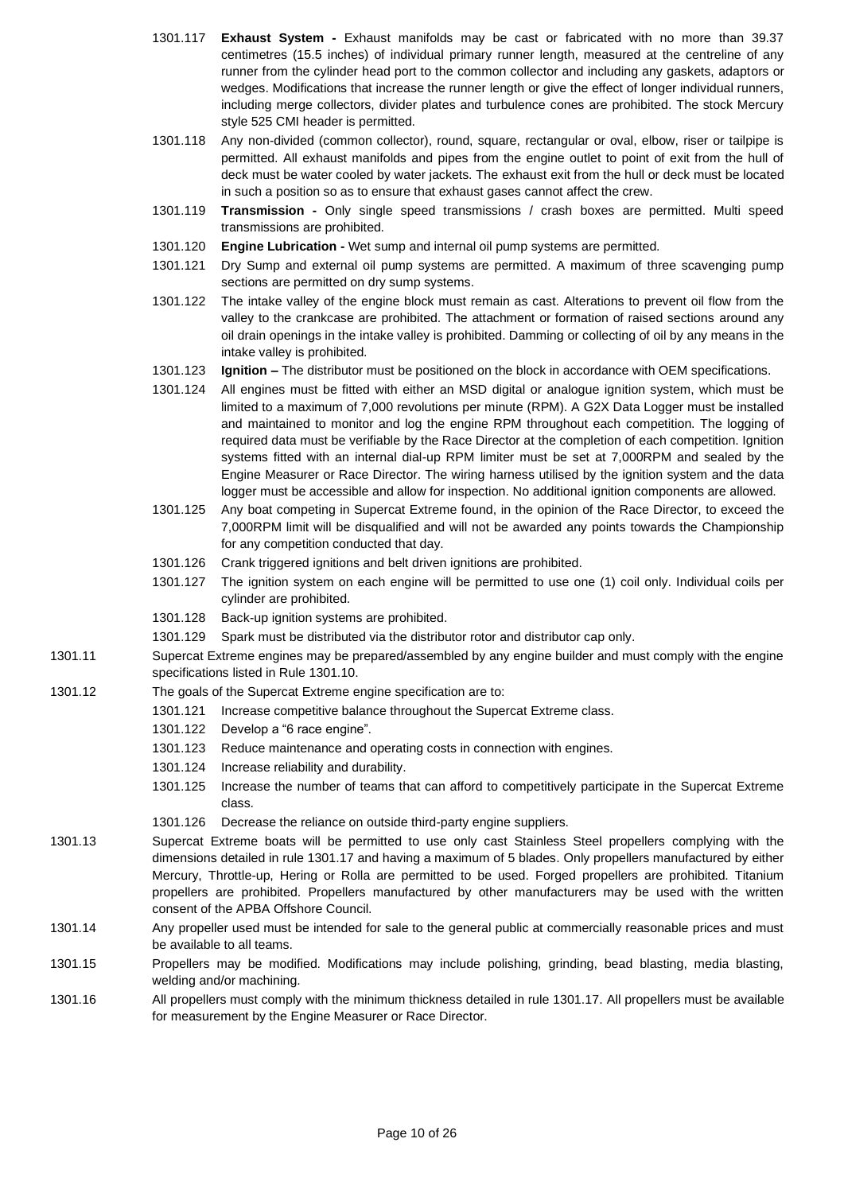1301.117 **Exhaust System -** Exhaust manifolds may be cast or fabricated with no more than 39.37 centimetres (15.5 inches) of individual primary runner length, measured at the centreline of any runner from the cylinder head port to the common collector and including any gaskets, adaptors or wedges. Modifications that increase the runner length or give the effect of longer individual runners, including merge collectors, divider plates and turbulence cones are prohibited. The stock Mercury style 525 CMI header is permitted.

1301.118 Any non-divided (common collector), round, square, rectangular or oval, elbow, riser or tailpipe is permitted. All exhaust manifolds and pipes from the engine outlet to point of exit from the hull of deck must be water cooled by water jackets. The exhaust exit from the hull or deck must be located in such a position so as to ensure that exhaust gases cannot affect the crew.

1301.119 **Transmission -** Only single speed transmissions / crash boxes are permitted. Multi speed transmissions are prohibited.

1301.120 **Engine Lubrication -** Wet sump and internal oil pump systems are permitted.

1301.121 Dry Sump and external oil pump systems are permitted. A maximum of three scavenging pump sections are permitted on dry sump systems.

1301.122 The intake valley of the engine block must remain as cast. Alterations to prevent oil flow from the valley to the crankcase are prohibited. The attachment or formation of raised sections around any oil drain openings in the intake valley is prohibited. Damming or collecting of oil by any means in the intake valley is prohibited.

1301.123 **Ignition –** The distributor must be positioned on the block in accordance with OEM specifications.

1301.124 All engines must be fitted with either an MSD digital or analogue ignition system, which must be limited to a maximum of 7,000 revolutions per minute (RPM). A G2X Data Logger must be installed and maintained to monitor and log the engine RPM throughout each competition. The logging of required data must be verifiable by the Race Director at the completion of each competition. Ignition systems fitted with an internal dial-up RPM limiter must be set at 7,000RPM and sealed by the Engine Measurer or Race Director. The wiring harness utilised by the ignition system and the data logger must be accessible and allow for inspection. No additional ignition components are allowed.

1301.125 Any boat competing in Supercat Extreme found, in the opinion of the Race Director, to exceed the 7,000RPM limit will be disqualified and will not be awarded any points towards the Championship for any competition conducted that day.

1301.126 Crank triggered ignitions and belt driven ignitions are prohibited.

1301.127 The ignition system on each engine will be permitted to use one (1) coil only. Individual coils per cylinder are prohibited.

1301.128 Back-up ignition systems are prohibited.

1301.129 Spark must be distributed via the distributor rotor and distributor cap only.

1301.11 Supercat Extreme engines may be prepared/assembled by any engine builder and must comply with the engine specifications listed in Rule 1301.10.

1301.12 The goals of the Supercat Extreme engine specification are to:

1301.121 Increase competitive balance throughout the Supercat Extreme class.

1301.122 Develop a "6 race engine".

1301.123 Reduce maintenance and operating costs in connection with engines.

1301.124 Increase reliability and durability.

1301.125 Increase the number of teams that can afford to competitively participate in the Supercat Extreme class.

1301.126 Decrease the reliance on outside third-party engine suppliers.

1301.13 Supercat Extreme boats will be permitted to use only cast Stainless Steel propellers complying with the dimensions detailed in rule 1301.17 and having a maximum of 5 blades. Only propellers manufactured by either Mercury, Throttle-up, Hering or Rolla are permitted to be used. Forged propellers are prohibited. Titanium propellers are prohibited. Propellers manufactured by other manufacturers may be used with the written consent of the APBA Offshore Council.

1301.14 Any propeller used must be intended for sale to the general public at commercially reasonable prices and must be available to all teams.

1301.15 Propellers may be modified. Modifications may include polishing, grinding, bead blasting, media blasting, welding and/or machining.

1301.16 All propellers must comply with the minimum thickness detailed in rule 1301.17. All propellers must be available for measurement by the Engine Measurer or Race Director.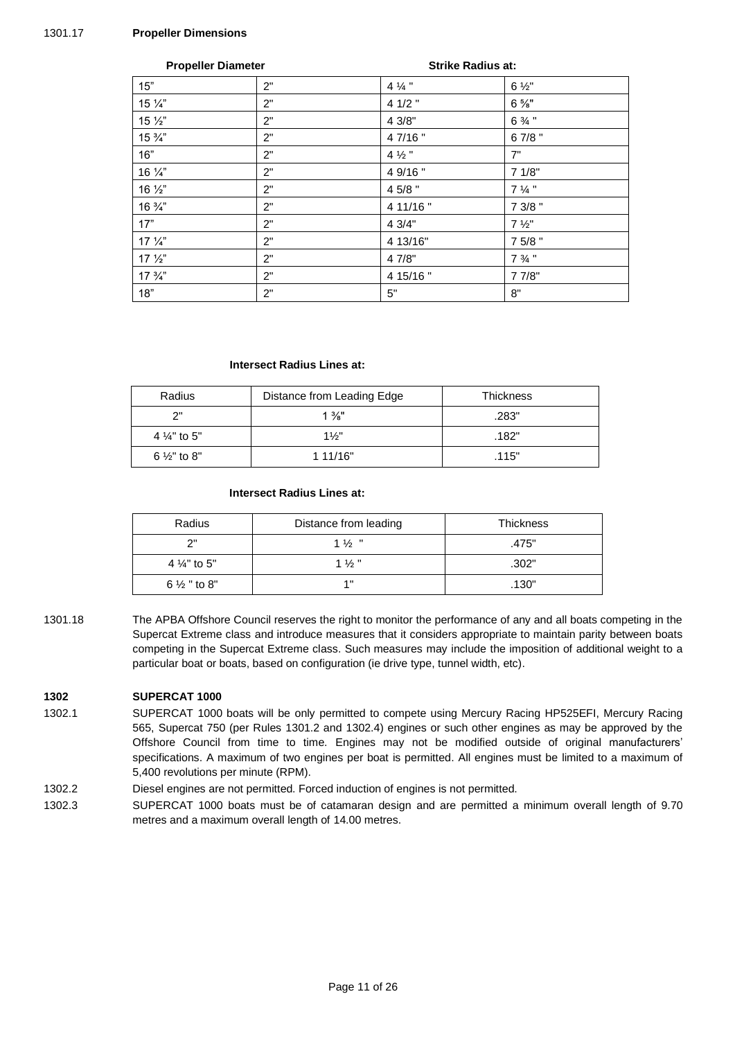1301.17 **Propeller Dimensions**

| Propeller Diameter | Strike Radius at: | | |
|---|---|---|---|
| 15" | 2" | 4 ¼ " | 6 ½" |
| 15 ¼" | 2" | 4 1/2 " | 6 ⅝" |
| 15 ½" | 2" | 4 3/8" | 6 ¾ " |
| 15 ¾" | 2" | 4 7/16 " | 6 7/8 " |
| 16" | 2" | 4 ½ " | 7" |
| 16 ¼" | 2" | 4 9/16 " | 7 1/8" |
| 16 ½" | 2" | 4 5/8 " | 7 ¼ " |
| 16 ¾" | 2" | 4 11/16 " | 7 3/8 " |
| 17" | 2" | 4 3/4" | 7 ½" |
| 17 ¼" | 2" | 4 13/16" | 7 5/8 " |
| 17 ½" | 2" | 4 7/8" | 7 ¾ " |
| 17 ¾" | 2" | 4 15/16 " | 7 7/8" |
| 18" | 2" | 5" | 8" |

**Intersect Radius Lines at:**

| Radius | Distance from Leading Edge | Thickness |
|---|---|---|
| 2" | 1 ⅜" | .283" |
| 4 ¼" to 5" | 1½" | .182" |
| 6 ½" to 8" | 1 11/16" | .115" |

**Intersect Radius Lines at:**

| Radius | Distance from leading | Thickness |
|---|---|---|
| 2" | 1 ½ " | .475" |
| 4 ¼" to 5" | 1 ½ " | .302" |
| 6 ½ " to 8" | 1" | .130" |

1301.18 The APBA Offshore Council reserves the right to monitor the performance of any and all boats competing in the Supercat Extreme class and introduce measures that it considers appropriate to maintain parity between boats competing in the Supercat Extreme class. Such measures may include the imposition of additional weight to a particular boat or boats, based on configuration (ie drive type, tunnel width, etc).

## 1302 SUPERCAT 1000

1302.1 SUPERCAT 1000 boats will be only permitted to compete using Mercury Racing HP525EFI, Mercury Racing 565, Supercat 750 (per Rules 1301.2 and 1302.4) engines or such other engines as may be approved by the Offshore Council from time to time. Engines may not be modified outside of original manufacturers' specifications. A maximum of two engines per boat is permitted. All engines must be limited to a maximum of 5,400 revolutions per minute (RPM).

1302.2 Diesel engines are not permitted. Forced induction of engines is not permitted.

1302.3 SUPERCAT 1000 boats must be of catamaran design and are permitted a minimum overall length of 9.70 metres and a maximum overall length of 14.00 metres.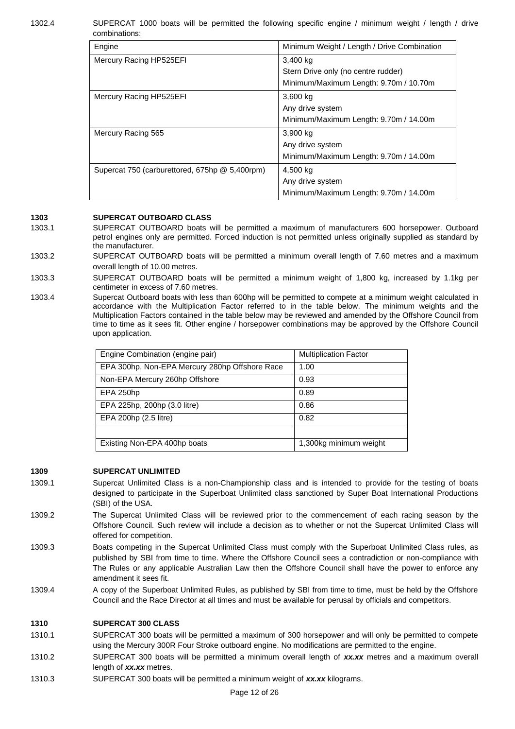1302.4 SUPERCAT 1000 boats will be permitted the following specific engine / minimum weight / length / drive combinations:

| Engine | Minimum Weight / Length / Drive Combination |
|---|---|
| Mercury Racing HP525EFI | 3,400 kg<br>Stern Drive only (no centre rudder)<br>Minimum/Maximum Length: 9.70m / 10.70m |
| Mercury Racing HP525EFI | 3,600 kg<br>Any drive system<br>Minimum/Maximum Length: 9.70m / 14.00m |
| Mercury Racing 565 | 3,900 kg<br>Any drive system<br>Minimum/Maximum Length: 9.70m / 14.00m |
| Supercat 750 (carburettored, 675hp @ 5,400rpm) | 4,500 kg<br>Any drive system<br>Minimum/Maximum Length: 9.70m / 14.00m |

## 1303 SUPERCAT OUTBOARD CLASS

1303.1 SUPERCAT OUTBOARD boats will be permitted a maximum of manufacturers 600 horsepower. Outboard petrol engines only are permitted. Forced induction is not permitted unless originally supplied as standard by the manufacturer.

1303.2 SUPERCAT OUTBOARD boats will be permitted a minimum overall length of 7.60 metres and a maximum overall length of 10.00 metres.

1303.3 SUPERCAT OUTBOARD boats will be permitted a minimum weight of 1,800 kg, increased by 1.1kg per centimeter in excess of 7.60 metres.

1303.4 Supercat Outboard boats with less than 600hp will be permitted to compete at a minimum weight calculated in accordance with the Multiplication Factor referred to in the table below. The minimum weights and the Multiplication Factors contained in the table below may be reviewed and amended by the Offshore Council from time to time as it sees fit. Other engine / horsepower combinations may be approved by the Offshore Council upon application.

| Engine Combination (engine pair) | Multiplication Factor |
|---|---|
| EPA 300hp, Non-EPA Mercury 280hp Offshore Race | 1.00 |
| Non-EPA Mercury 260hp Offshore | 0.93 |
| EPA 250hp | 0.89 |
| EPA 225hp, 200hp (3.0 litre) | 0.86 |
| EPA 200hp (2.5 litre) | 0.82 |
| | |
| Existing Non-EPA 400hp boats | 1,300kg minimum weight |

## 1309 SUPERCAT UNLIMITED

1309.1 Supercat Unlimited Class is a non-Championship class and is intended to provide for the testing of boats designed to participate in the Superboat Unlimited class sanctioned by Super Boat International Productions (SBI) of the USA.

1309.2 The Supercat Unlimited Class will be reviewed prior to the commencement of each racing season by the Offshore Council. Such review will include a decision as to whether or not the Supercat Unlimited Class will offered for competition.

1309.3 Boats competing in the Supercat Unlimited Class must comply with the Superboat Unlimited Class rules, as published by SBI from time to time. Where the Offshore Council sees a contradiction or non-compliance with The Rules or any applicable Australian Law then the Offshore Council shall have the power to enforce any amendment it sees fit.

1309.4 A copy of the Superboat Unlimited Rules, as published by SBI from time to time, must be held by the Offshore Council and the Race Director at all times and must be available for perusal by officials and competitors.

## 1310 SUPERCAT 300 CLASS

1310.1 SUPERCAT 300 boats will be permitted a maximum of 300 horsepower and will only be permitted to compete using the Mercury 300R Four Stroke outboard engine. No modifications are permitted to the engine.

1310.2 SUPERCAT 300 boats will be permitted a minimum overall length of ***xx.xx*** metres and a maximum overall length of ***xx.xx*** metres.

1310.3 SUPERCAT 300 boats will be permitted a minimum weight of ***xx.xx*** kilograms.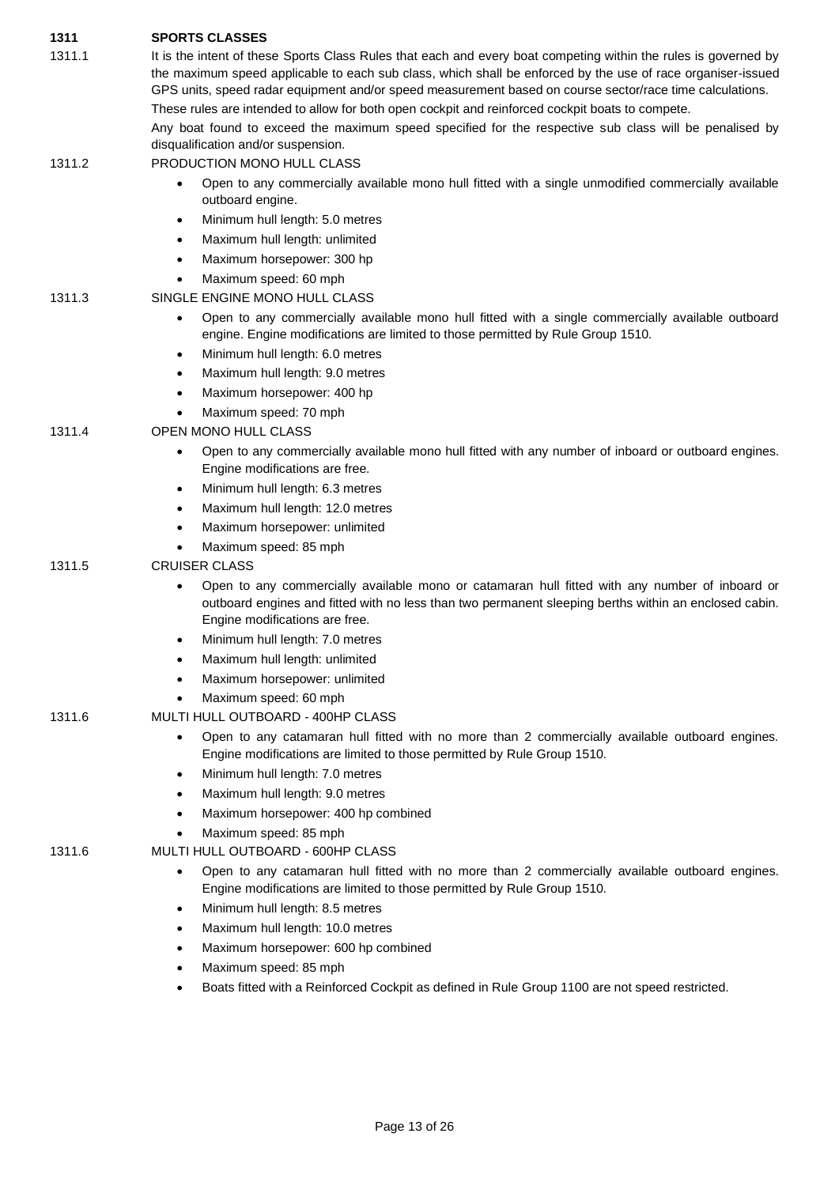## 1311 SPORTS CLASSES

1311.1 It is the intent of these Sports Class Rules that each and every boat competing within the rules is governed by the maximum speed applicable to each sub class, which shall be enforced by the use of race organiser-issued GPS units, speed radar equipment and/or speed measurement based on course sector/race time calculations.

These rules are intended to allow for both open cockpit and reinforced cockpit boats to compete.

Any boat found to exceed the maximum speed specified for the respective sub class will be penalised by disqualification and/or suspension.

1311.2 PRODUCTION MONO HULL CLASS

- Open to any commercially available mono hull fitted with a single unmodified commercially available outboard engine.
- Minimum hull length: 5.0 metres
- Maximum hull length: unlimited
- Maximum horsepower: 300 hp
- Maximum speed: 60 mph

1311.3 SINGLE ENGINE MONO HULL CLASS

- Open to any commercially available mono hull fitted with a single commercially available outboard engine. Engine modifications are limited to those permitted by Rule Group 1510.
- Minimum hull length: 6.0 metres
- Maximum hull length: 9.0 metres
- Maximum horsepower: 400 hp
- Maximum speed: 70 mph

1311.4 OPEN MONO HULL CLASS

- Open to any commercially available mono hull fitted with any number of inboard or outboard engines. Engine modifications are free.
- Minimum hull length: 6.3 metres
- Maximum hull length: 12.0 metres
- Maximum horsepower: unlimited
- Maximum speed: 85 mph

1311.5 CRUISER CLASS

- Open to any commercially available mono or catamaran hull fitted with any number of inboard or outboard engines and fitted with no less than two permanent sleeping berths within an enclosed cabin. Engine modifications are free.
- Minimum hull length: 7.0 metres
- Maximum hull length: unlimited
- Maximum horsepower: unlimited
- Maximum speed: 60 mph

1311.6 MULTI HULL OUTBOARD - 400HP CLASS

- Open to any catamaran hull fitted with no more than 2 commercially available outboard engines. Engine modifications are limited to those permitted by Rule Group 1510.
- Minimum hull length: 7.0 metres
- Maximum hull length: 9.0 metres
- Maximum horsepower: 400 hp combined
- Maximum speed: 85 mph

1311.6 MULTI HULL OUTBOARD - 600HP CLASS

- Open to any catamaran hull fitted with no more than 2 commercially available outboard engines. Engine modifications are limited to those permitted by Rule Group 1510.
- Minimum hull length: 8.5 metres
- Maximum hull length: 10.0 metres
- Maximum horsepower: 600 hp combined
- Maximum speed: 85 mph
- Boats fitted with a Reinforced Cockpit as defined in Rule Group 1100 are not speed restricted.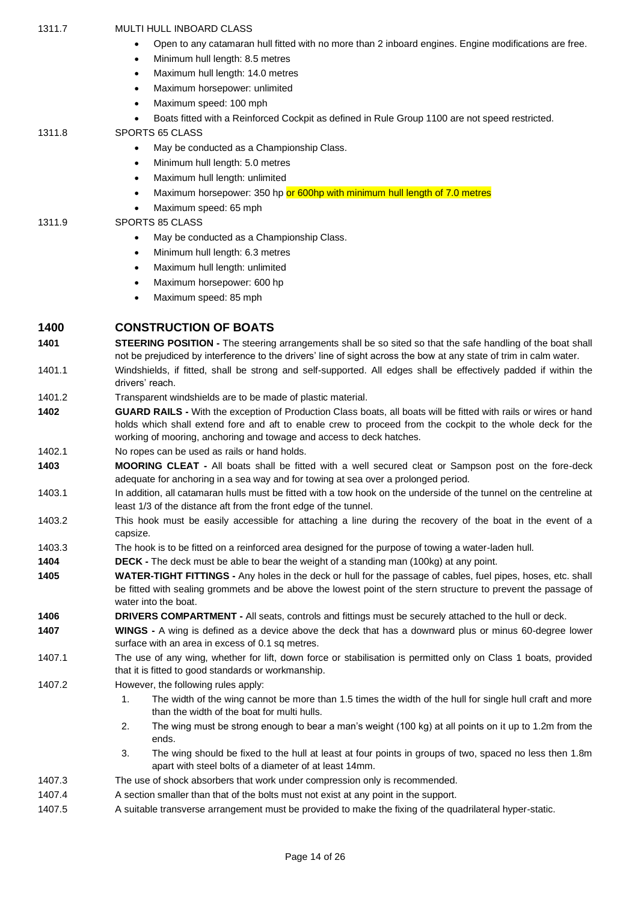1311.7 MULTI HULL INBOARD CLASS

- Open to any catamaran hull fitted with no more than 2 inboard engines. Engine modifications are free.
- Minimum hull length: 8.5 metres
- Maximum hull length: 14.0 metres
- Maximum horsepower: unlimited
- Maximum speed: 100 mph
- Boats fitted with a Reinforced Cockpit as defined in Rule Group 1100 are not speed restricted.

1311.8 SPORTS 65 CLASS

- May be conducted as a Championship Class.
- Minimum hull length: 5.0 metres
- Maximum hull length: unlimited
- Maximum horsepower: 350 hp or 600hp with minimum hull length of 7.0 metres
- Maximum speed: 65 mph

1311.9 SPORTS 85 CLASS

- May be conducted as a Championship Class.
- Minimum hull length: 6.3 metres
- Maximum hull length: unlimited
- Maximum horsepower: 600 hp
- Maximum speed: 85 mph

## 1400 CONSTRUCTION OF BOATS

**1401** **STEERING POSITION -** The steering arrangements shall be so sited so that the safe handling of the boat shall not be prejudiced by interference to the drivers' line of sight across the bow at any state of trim in calm water.

1401.1 Windshields, if fitted, shall be strong and self-supported. All edges shall be effectively padded if within the drivers' reach.

1401.2 Transparent windshields are to be made of plastic material.

**1402** **GUARD RAILS -** With the exception of Production Class boats, all boats will be fitted with rails or wires or hand holds which shall extend fore and aft to enable crew to proceed from the cockpit to the whole deck for the working of mooring, anchoring and towage and access to deck hatches.

1402.1 No ropes can be used as rails or hand holds.

**1403** **MOORING CLEAT -** All boats shall be fitted with a well secured cleat or Sampson post on the fore-deck adequate for anchoring in a sea way and for towing at sea over a prolonged period.

1403.1 In addition, all catamaran hulls must be fitted with a tow hook on the underside of the tunnel on the centreline at least 1/3 of the distance aft from the front edge of the tunnel.

1403.2 This hook must be easily accessible for attaching a line during the recovery of the boat in the event of a capsize.

1403.3 The hook is to be fitted on a reinforced area designed for the purpose of towing a water-laden hull.

**1404** **DECK -** The deck must be able to bear the weight of a standing man (100kg) at any point.

**1405** **WATER-TIGHT FITTINGS -** Any holes in the deck or hull for the passage of cables, fuel pipes, hoses, etc. shall be fitted with sealing grommets and be above the lowest point of the stern structure to prevent the passage of water into the boat.

**1406** **DRIVERS COMPARTMENT -** All seats, controls and fittings must be securely attached to the hull or deck.

**1407** **WINGS -** A wing is defined as a device above the deck that has a downward plus or minus 60-degree lower surface with an area in excess of 0.1 sq metres.

1407.1 The use of any wing, whether for lift, down force or stabilisation is permitted only on Class 1 boats, provided that it is fitted to good standards or workmanship.

1407.2 However, the following rules apply:

1. The width of the wing cannot be more than 1.5 times the width of the hull for single hull craft and more than the width of the boat for multi hulls.
2. The wing must be strong enough to bear a man's weight (100 kg) at all points on it up to 1.2m from the ends.
3. The wing should be fixed to the hull at least at four points in groups of two, spaced no less then 1.8m apart with steel bolts of a diameter of at least 14mm.

1407.3 The use of shock absorbers that work under compression only is recommended.

1407.4 A section smaller than that of the bolts must not exist at any point in the support.

1407.5 A suitable transverse arrangement must be provided to make the fixing of the quadrilateral hyper-static.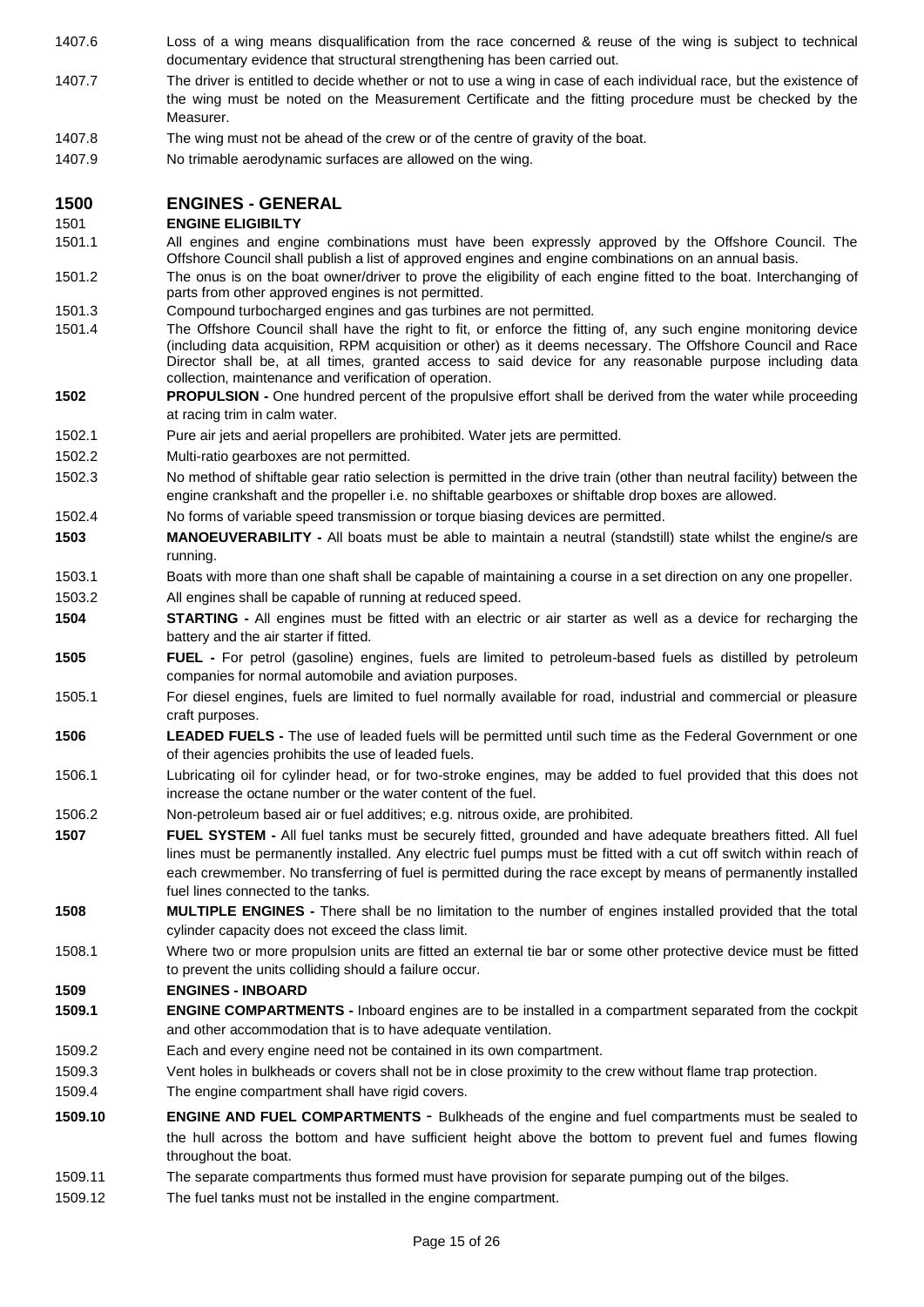1407.6 Loss of a wing means disqualification from the race concerned & reuse of the wing is subject to technical documentary evidence that structural strengthening has been carried out.

1407.7 The driver is entitled to decide whether or not to use a wing in case of each individual race, but the existence of the wing must be noted on the Measurement Certificate and the fitting procedure must be checked by the Measurer.

1407.8 The wing must not be ahead of the crew or of the centre of gravity of the boat.

1407.9 No trimable aerodynamic surfaces are allowed on the wing.

## 1500 ENGINES - GENERAL

**1501 ENGINE ELIGIBILTY**

1501.1 All engines and engine combinations must have been expressly approved by the Offshore Council. The Offshore Council shall publish a list of approved engines and engine combinations on an annual basis.

1501.2 The onus is on the boat owner/driver to prove the eligibility of each engine fitted to the boat. Interchanging of parts from other approved engines is not permitted.

1501.3 Compound turbocharged engines and gas turbines are not permitted.

1501.4 The Offshore Council shall have the right to fit, or enforce the fitting of, any such engine monitoring device (including data acquisition, RPM acquisition or other) as it deems necessary. The Offshore Council and Race Director shall be, at all times, granted access to said device for any reasonable purpose including data collection, maintenance and verification of operation.

**1502** **PROPULSION -** One hundred percent of the propulsive effort shall be derived from the water while proceeding at racing trim in calm water.

1502.1 Pure air jets and aerial propellers are prohibited. Water jets are permitted.

1502.2 Multi-ratio gearboxes are not permitted.

1502.3 No method of shiftable gear ratio selection is permitted in the drive train (other than neutral facility) between the engine crankshaft and the propeller i.e. no shiftable gearboxes or shiftable drop boxes are allowed.

1502.4 No forms of variable speed transmission or torque biasing devices are permitted.

**1503** **MANOEUVERABILITY -** All boats must be able to maintain a neutral (standstill) state whilst the engine/s are running.

1503.1 Boats with more than one shaft shall be capable of maintaining a course in a set direction on any one propeller.

1503.2 All engines shall be capable of running at reduced speed.

**1504** **STARTING -** All engines must be fitted with an electric or air starter as well as a device for recharging the battery and the air starter if fitted.

**1505** **FUEL -** For petrol (gasoline) engines, fuels are limited to petroleum-based fuels as distilled by petroleum companies for normal automobile and aviation purposes.

1505.1 For diesel engines, fuels are limited to fuel normally available for road, industrial and commercial or pleasure craft purposes.

**1506** **LEADED FUELS -** The use of leaded fuels will be permitted until such time as the Federal Government or one of their agencies prohibits the use of leaded fuels.

1506.1 Lubricating oil for cylinder head, or for two-stroke engines, may be added to fuel provided that this does not increase the octane number or the water content of the fuel.

1506.2 Non-petroleum based air or fuel additives; e.g. nitrous oxide, are prohibited.

**1507** **FUEL SYSTEM -** All fuel tanks must be securely fitted, grounded and have adequate breathers fitted. All fuel lines must be permanently installed. Any electric fuel pumps must be fitted with a cut off switch within reach of each crewmember. No transferring of fuel is permitted during the race except by means of permanently installed fuel lines connected to the tanks.

**1508** **MULTIPLE ENGINES -** There shall be no limitation to the number of engines installed provided that the total cylinder capacity does not exceed the class limit.

1508.1 Where two or more propulsion units are fitted an external tie bar or some other protective device must be fitted to prevent the units colliding should a failure occur.

**1509 ENGINES - INBOARD**

**1509.1** **ENGINE COMPARTMENTS -** Inboard engines are to be installed in a compartment separated from the cockpit and other accommodation that is to have adequate ventilation.

1509.2 Each and every engine need not be contained in its own compartment.

1509.3 Vent holes in bulkheads or covers shall not be in close proximity to the crew without flame trap protection.

1509.4 The engine compartment shall have rigid covers.

**1509.10** **ENGINE AND FUEL COMPARTMENTS** - Bulkheads of the engine and fuel compartments must be sealed to the hull across the bottom and have sufficient height above the bottom to prevent fuel and fumes flowing throughout the boat.

1509.11 The separate compartments thus formed must have provision for separate pumping out of the bilges.

1509.12 The fuel tanks must not be installed in the engine compartment.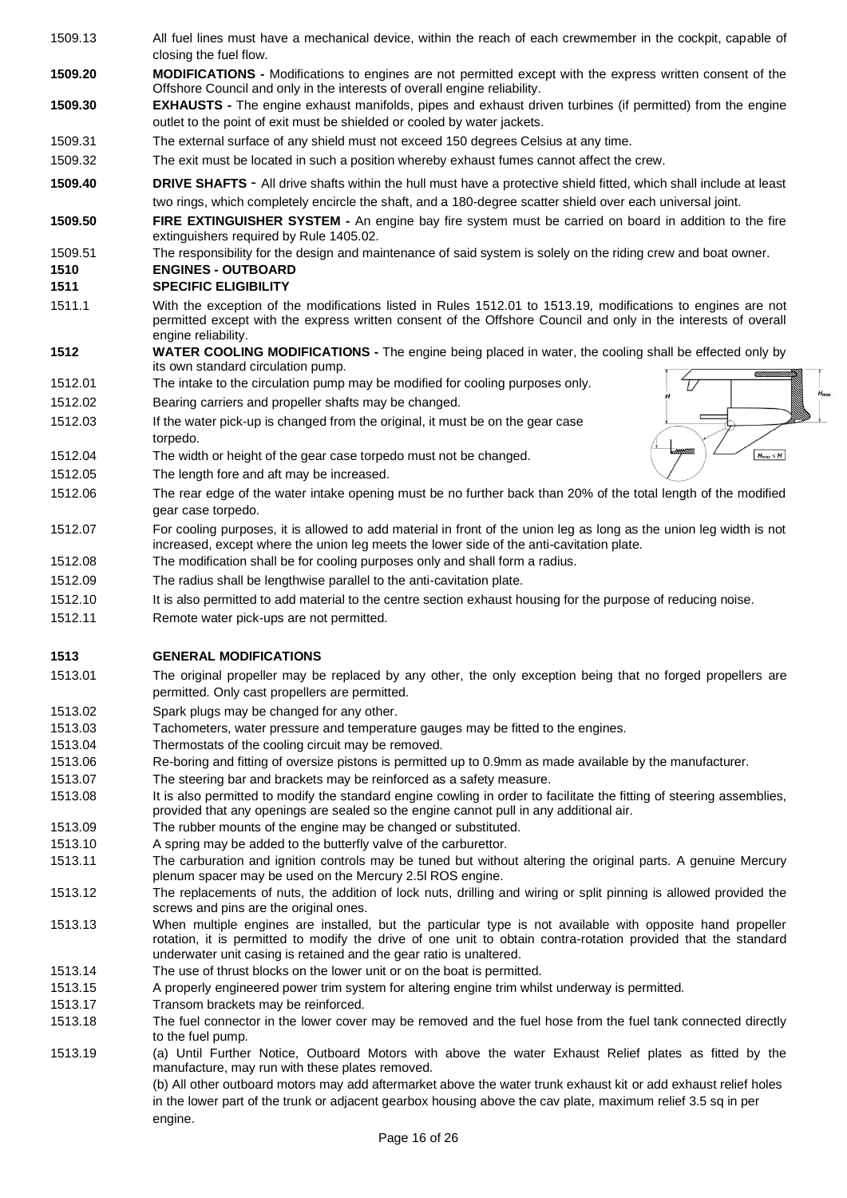1509.13 All fuel lines must have a mechanical device, within the reach of each crewmember in the cockpit, capable of closing the fuel flow.

**1509.20** **MODIFICATIONS -** Modifications to engines are not permitted except with the express written consent of the Offshore Council and only in the interests of overall engine reliability.

**1509.30** **EXHAUSTS -** The engine exhaust manifolds, pipes and exhaust driven turbines (if permitted) from the engine outlet to the point of exit must be shielded or cooled by water jackets.

1509.31 The external surface of any shield must not exceed 150 degrees Celsius at any time.

1509.32 The exit must be located in such a position whereby exhaust fumes cannot affect the crew.

**1509.40** **DRIVE SHAFTS** - All drive shafts within the hull must have a protective shield fitted, which shall include at least two rings, which completely encircle the shaft, and a 180-degree scatter shield over each universal joint.

**1509.50** **FIRE EXTINGUISHER SYSTEM -** An engine bay fire system must be carried on board in addition to the fire extinguishers required by Rule 1405.02.

1509.51 The responsibility for the design and maintenance of said system is solely on the riding crew and boat owner.

**1510** **ENGINES - OUTBOARD**

**1511** **SPECIFIC ELIGIBILITY**

1511.1 With the exception of the modifications listed in Rules 1512.01 to 1513.19, modifications to engines are not permitted except with the express written consent of the Offshore Council and only in the interests of overall engine reliability.

**1512** **WATER COOLING MODIFICATIONS -** The engine being placed in water, the cooling shall be effected only by its own standard circulation pump.

1512.01 The intake to the circulation pump may be modified for cooling purposes only.

1512.02 Bearing carriers and propeller shafts may be changed.

1512.03 If the water pick-up is changed from the original, it must be on the gear case torpedo.

1512.04 The width or height of the gear case torpedo must not be changed.

1512.05 The length fore and aft may be increased.

1512.06 The rear edge of the water intake opening must be no further back than 20% of the total length of the modified gear case torpedo.

1512.07 For cooling purposes, it is allowed to add material in front of the union leg as long as the union leg width is not increased, except where the union leg meets the lower side of the anti-cavitation plate.

1512.08 The modification shall be for cooling purposes only and shall form a radius.

1512.09 The radius shall be lengthwise parallel to the anti-cavitation plate.

1512.10 It is also permitted to add material to the centre section exhaust housing for the purpose of reducing noise.

1512.11 Remote water pick-ups are not permitted.

**1513** **GENERAL MODIFICATIONS**

1513.01 The original propeller may be replaced by any other, the only exception being that no forged propellers are permitted. Only cast propellers are permitted.

1513.02 Spark plugs may be changed for any other.

1513.03 Tachometers, water pressure and temperature gauges may be fitted to the engines.

1513.04 Thermostats of the cooling circuit may be removed.

1513.06 Re-boring and fitting of oversize pistons is permitted up to 0.9mm as made available by the manufacturer.

1513.07 The steering bar and brackets may be reinforced as a safety measure.

1513.08 It is also permitted to modify the standard engine cowling in order to facilitate the fitting of steering assemblies, provided that any openings are sealed so the engine cannot pull in any additional air.

1513.09 The rubber mounts of the engine may be changed or substituted.

1513.10 A spring may be added to the butterfly valve of the carburettor.

1513.11 The carburation and ignition controls may be tuned but without altering the original parts. A genuine Mercury plenum spacer may be used on the Mercury 2.5l ROS engine.

1513.12 The replacements of nuts, the addition of lock nuts, drilling and wiring or split pinning is allowed provided the screws and pins are the original ones.

1513.13 When multiple engines are installed, but the particular type is not available with opposite hand propeller rotation, it is permitted to modify the drive of one unit to obtain contra-rotation provided that the standard underwater unit casing is retained and the gear ratio is unaltered.

1513.14 The use of thrust blocks on the lower unit or on the boat is permitted.

1513.15 A properly engineered power trim system for altering engine trim whilst underway is permitted.

1513.17 Transom brackets may be reinforced.

1513.18 The fuel connector in the lower cover may be removed and the fuel hose from the fuel tank connected directly to the fuel pump.

1513.19 (a) Until Further Notice, Outboard Motors with above the water Exhaust Relief plates as fitted by the manufacture, may run with these plates removed.

(b) All other outboard motors may add aftermarket above the water trunk exhaust kit or add exhaust relief holes in the lower part of the trunk or adjacent gearbox housing above the cav plate, maximum relief 3.5 sq in per engine.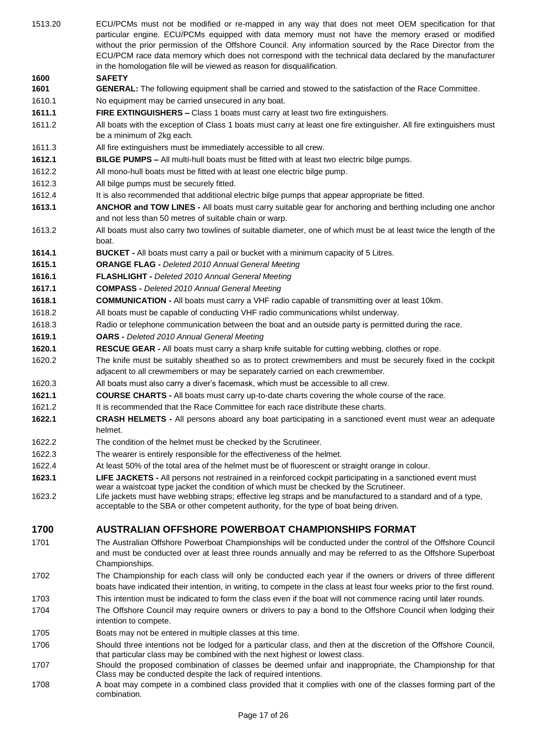1513.20 ECU/PCMs must not be modified or re-mapped in any way that does not meet OEM specification for that particular engine. ECU/PCMs equipped with data memory must not have the memory erased or modified without the prior permission of the Offshore Council. Any information sourced by the Race Director from the ECU/PCM race data memory which does not correspond with the technical data declared by the manufacturer in the homologation file will be viewed as reason for disqualification.

## 1600 SAFETY

**1601** **GENERAL:** The following equipment shall be carried and stowed to the satisfaction of the Race Committee.

1610.1 No equipment may be carried unsecured in any boat.

**1611.1** **FIRE EXTINGUISHERS –** Class 1 boats must carry at least two fire extinguishers.

1611.2 All boats with the exception of Class 1 boats must carry at least one fire extinguisher. All fire extinguishers must be a minimum of 2kg each.

1611.3 All fire extinguishers must be immediately accessible to all crew.

**1612.1** **BILGE PUMPS –** All multi-hull boats must be fitted with at least two electric bilge pumps.

1612.2 All mono-hull boats must be fitted with at least one electric bilge pump.

1612.3 All bilge pumps must be securely fitted.

1612.4 It is also recommended that additional electric bilge pumps that appear appropriate be fitted.

**1613.1** **ANCHOR and TOW LINES -** All boats must carry suitable gear for anchoring and berthing including one anchor and not less than 50 metres of suitable chain or warp.

1613.2 All boats must also carry two towlines of suitable diameter, one of which must be at least twice the length of the boat.

**1614.1** **BUCKET -** All boats must carry a pail or bucket with a minimum capacity of 5 Litres.

**1615.1** **ORANGE FLAG -** *Deleted 2010 Annual General Meeting*

**1616.1** **FLASHLIGHT -** *Deleted 2010 Annual General Meeting*

**1617.1** **COMPASS -** *Deleted 2010 Annual General Meeting*

**1618.1** **COMMUNICATION -** All boats must carry a VHF radio capable of transmitting over at least 10km.

1618.2 All boats must be capable of conducting VHF radio communications whilst underway.

1618.3 Radio or telephone communication between the boat and an outside party is permitted during the race.

**1619.1** **OARS -** *Deleted 2010 Annual General Meeting*

**1620.1** **RESCUE GEAR -** All boats must carry a sharp knife suitable for cutting webbing, clothes or rope.

1620.2 The knife must be suitably sheathed so as to protect crewmembers and must be securely fixed in the cockpit adjacent to all crewmembers or may be separately carried on each crewmember.

1620.3 All boats must also carry a diver's facemask, which must be accessible to all crew.

**1621.1** **COURSE CHARTS -** All boats must carry up-to-date charts covering the whole course of the race.

1621.2 It is recommended that the Race Committee for each race distribute these charts.

**1622.1** **CRASH HELMETS -** All persons aboard any boat participating in a sanctioned event must wear an adequate helmet.

1622.2 The condition of the helmet must be checked by the Scrutineer.

1622.3 The wearer is entirely responsible for the effectiveness of the helmet.

1622.4 At least 50% of the total area of the helmet must be of fluorescent or straight orange in colour.

**1623.1** **LIFE JACKETS -** All persons not restrained in a reinforced cockpit participating in a sanctioned event must wear a waistcoat type jacket the condition of which must be checked by the Scrutineer.

1623.2 Life jackets must have webbing straps; effective leg straps and be manufactured to a standard and of a type, acceptable to the SBA or other competent authority, for the type of boat being driven.

## 1700 AUSTRALIAN OFFSHORE POWERBOAT CHAMPIONSHIPS FORMAT

1701 The Australian Offshore Powerboat Championships will be conducted under the control of the Offshore Council and must be conducted over at least three rounds annually and may be referred to as the Offshore Superboat Championships.

1702 The Championship for each class will only be conducted each year if the owners or drivers of three different boats have indicated their intention, in writing, to compete in the class at least four weeks prior to the first round.

1703 This intention must be indicated to form the class even if the boat will not commence racing until later rounds.

1704 The Offshore Council may require owners or drivers to pay a bond to the Offshore Council when lodging their intention to compete.

1705 Boats may not be entered in multiple classes at this time.

1706 Should three intentions not be lodged for a particular class, and then at the discretion of the Offshore Council, that particular class may be combined with the next highest or lowest class.

1707 Should the proposed combination of classes be deemed unfair and inappropriate, the Championship for that Class may be conducted despite the lack of required intentions.

1708 A boat may compete in a combined class provided that it complies with one of the classes forming part of the combination.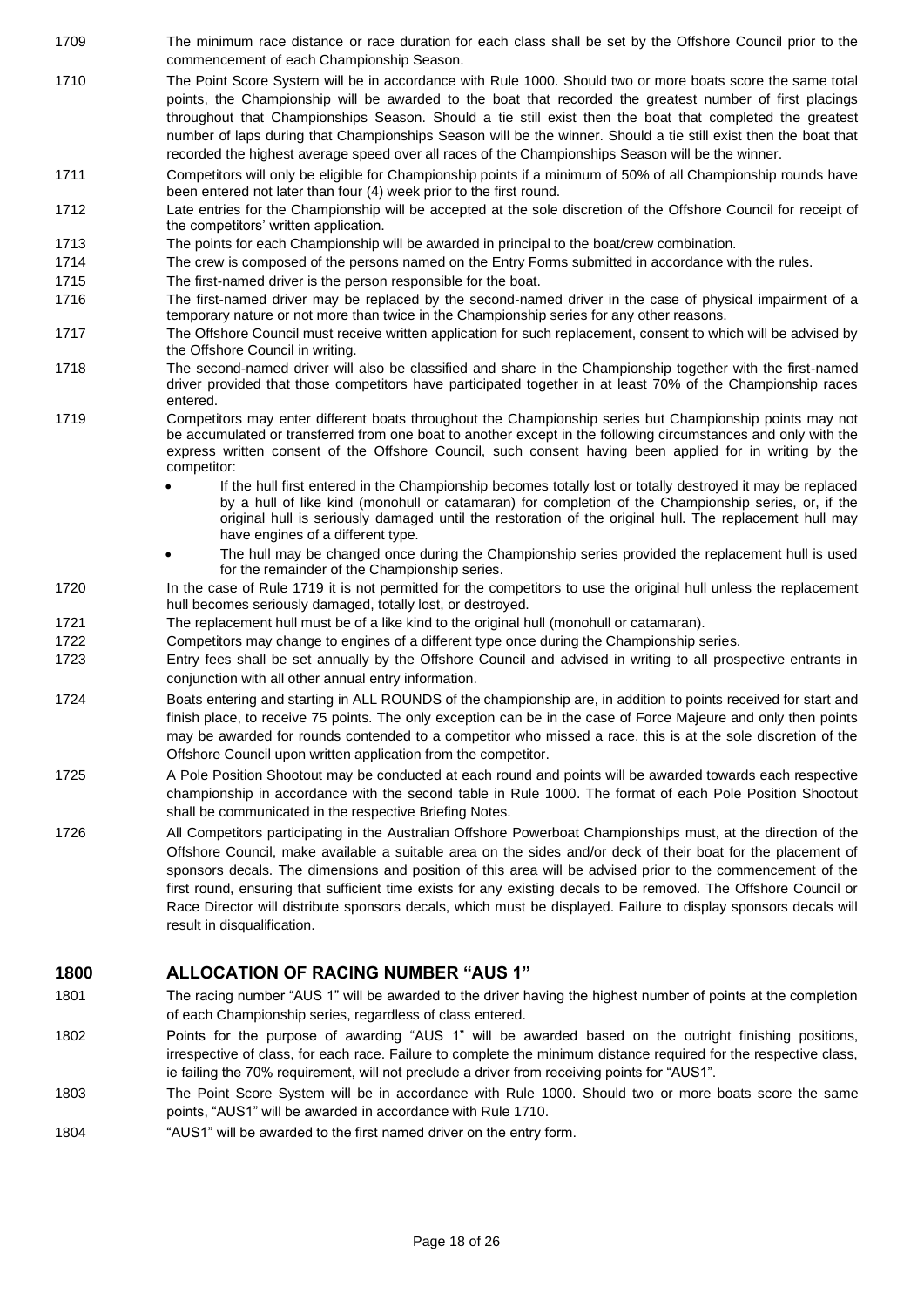1709 The minimum race distance or race duration for each class shall be set by the Offshore Council prior to the commencement of each Championship Season.

1710 The Point Score System will be in accordance with Rule 1000. Should two or more boats score the same total points, the Championship will be awarded to the boat that recorded the greatest number of first placings throughout that Championships Season. Should a tie still exist then the boat that completed the greatest number of laps during that Championships Season will be the winner. Should a tie still exist then the boat that recorded the highest average speed over all races of the Championships Season will be the winner.

1711 Competitors will only be eligible for Championship points if a minimum of 50% of all Championship rounds have been entered not later than four (4) week prior to the first round.

1712 Late entries for the Championship will be accepted at the sole discretion of the Offshore Council for receipt of the competitors' written application.

1713 The points for each Championship will be awarded in principal to the boat/crew combination.

1714 The crew is composed of the persons named on the Entry Forms submitted in accordance with the rules.

1715 The first-named driver is the person responsible for the boat.

1716 The first-named driver may be replaced by the second-named driver in the case of physical impairment of a temporary nature or not more than twice in the Championship series for any other reasons.

1717 The Offshore Council must receive written application for such replacement, consent to which will be advised by the Offshore Council in writing.

1718 The second-named driver will also be classified and share in the Championship together with the first-named driver provided that those competitors have participated together in at least 70% of the Championship races entered.

1719 Competitors may enter different boats throughout the Championship series but Championship points may not be accumulated or transferred from one boat to another except in the following circumstances and only with the express written consent of the Offshore Council, such consent having been applied for in writing by the competitor:

- If the hull first entered in the Championship becomes totally lost or totally destroyed it may be replaced by a hull of like kind (monohull or catamaran) for completion of the Championship series, or, if the original hull is seriously damaged until the restoration of the original hull. The replacement hull may have engines of a different type.
- The hull may be changed once during the Championship series provided the replacement hull is used for the remainder of the Championship series.

1720 In the case of Rule 1719 it is not permitted for the competitors to use the original hull unless the replacement hull becomes seriously damaged, totally lost, or destroyed.

1721 The replacement hull must be of a like kind to the original hull (monohull or catamaran).

1722 Competitors may change to engines of a different type once during the Championship series.

1723 Entry fees shall be set annually by the Offshore Council and advised in writing to all prospective entrants in conjunction with all other annual entry information.

1724 Boats entering and starting in ALL ROUNDS of the championship are, in addition to points received for start and finish place, to receive 75 points. The only exception can be in the case of Force Majeure and only then points may be awarded for rounds contended to a competitor who missed a race, this is at the sole discretion of the Offshore Council upon written application from the competitor.

1725 A Pole Position Shootout may be conducted at each round and points will be awarded towards each respective championship in accordance with the second table in Rule 1000. The format of each Pole Position Shootout shall be communicated in the respective Briefing Notes.

1726 All Competitors participating in the Australian Offshore Powerboat Championships must, at the direction of the Offshore Council, make available a suitable area on the sides and/or deck of their boat for the placement of sponsors decals. The dimensions and position of this area will be advised prior to the commencement of the first round, ensuring that sufficient time exists for any existing decals to be removed. The Offshore Council or Race Director will distribute sponsors decals, which must be displayed. Failure to display sponsors decals will result in disqualification.

## 1800 ALLOCATION OF RACING NUMBER "AUS 1"

1801 The racing number "AUS 1" will be awarded to the driver having the highest number of points at the completion of each Championship series, regardless of class entered.

1802 Points for the purpose of awarding "AUS 1" will be awarded based on the outright finishing positions, irrespective of class, for each race. Failure to complete the minimum distance required for the respective class, ie failing the 70% requirement, will not preclude a driver from receiving points for "AUS1".

1803 The Point Score System will be in accordance with Rule 1000. Should two or more boats score the same points, "AUS1" will be awarded in accordance with Rule 1710.

1804 "AUS1" will be awarded to the first named driver on the entry form.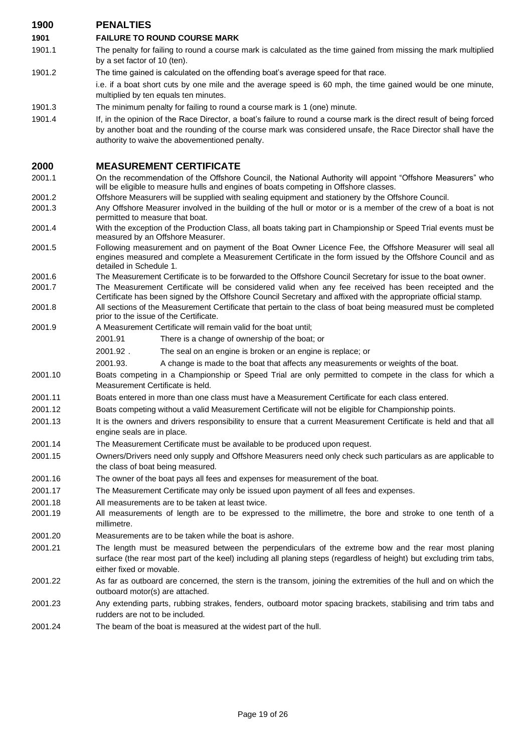## 1900 PENALTIES

### 1901 FAILURE TO ROUND COURSE MARK

1901.1 The penalty for failing to round a course mark is calculated as the time gained from missing the mark multiplied by a set factor of 10 (ten).

1901.2 The time gained is calculated on the offending boat's average speed for that race.

i.e. if a boat short cuts by one mile and the average speed is 60 mph, the time gained would be one minute, multiplied by ten equals ten minutes.

1901.3 The minimum penalty for failing to round a course mark is 1 (one) minute.

1901.4 If, in the opinion of the Race Director, a boat's failure to round a course mark is the direct result of being forced by another boat and the rounding of the course mark was considered unsafe, the Race Director shall have the authority to waive the abovementioned penalty.

## 2000 MEASUREMENT CERTIFICATE

2001.1 On the recommendation of the Offshore Council, the National Authority will appoint "Offshore Measurers" who will be eligible to measure hulls and engines of boats competing in Offshore classes.

2001.2 Offshore Measurers will be supplied with sealing equipment and stationery by the Offshore Council.

2001.3 Any Offshore Measurer involved in the building of the hull or motor or is a member of the crew of a boat is not permitted to measure that boat.

2001.4 With the exception of the Production Class, all boats taking part in Championship or Speed Trial events must be measured by an Offshore Measurer.

2001.5 Following measurement and on payment of the Boat Owner Licence Fee, the Offshore Measurer will seal all engines measured and complete a Measurement Certificate in the form issued by the Offshore Council and as detailed in Schedule 1.

2001.6 The Measurement Certificate is to be forwarded to the Offshore Council Secretary for issue to the boat owner.

2001.7 The Measurement Certificate will be considered valid when any fee received has been receipted and the Certificate has been signed by the Offshore Council Secretary and affixed with the appropriate official stamp.

2001.8 All sections of the Measurement Certificate that pertain to the class of boat being measured must be completed prior to the issue of the Certificate.

2001.9 A Measurement Certificate will remain valid for the boat until;

- 2001.91 There is a change of ownership of the boat; or
- 2001.92 . The seal on an engine is broken or an engine is replace; or
- 2001.93. A change is made to the boat that affects any measurements or weights of the boat.

2001.10 Boats competing in a Championship or Speed Trial are only permitted to compete in the class for which a Measurement Certificate is held.

2001.11 Boats entered in more than one class must have a Measurement Certificate for each class entered.

2001.12 Boats competing without a valid Measurement Certificate will not be eligible for Championship points.

2001.13 It is the owners and drivers responsibility to ensure that a current Measurement Certificate is held and that all engine seals are in place.

2001.14 The Measurement Certificate must be available to be produced upon request.

2001.15 Owners/Drivers need only supply and Offshore Measurers need only check such particulars as are applicable to the class of boat being measured.

2001.16 The owner of the boat pays all fees and expenses for measurement of the boat.

2001.17 The Measurement Certificate may only be issued upon payment of all fees and expenses.

2001.18 All measurements are to be taken at least twice.

2001.19 All measurements of length are to be expressed to the millimetre, the bore and stroke to one tenth of a millimetre.

2001.20 Measurements are to be taken while the boat is ashore.

2001.21 The length must be measured between the perpendiculars of the extreme bow and the rear most planing surface (the rear most part of the keel) including all planing steps (regardless of height) but excluding trim tabs, either fixed or movable.

2001.22 As far as outboard are concerned, the stern is the transom, joining the extremities of the hull and on which the outboard motor(s) are attached.

2001.23 Any extending parts, rubbing strakes, fenders, outboard motor spacing brackets, stabilising and trim tabs and rudders are not to be included.

2001.24 The beam of the boat is measured at the widest part of the hull.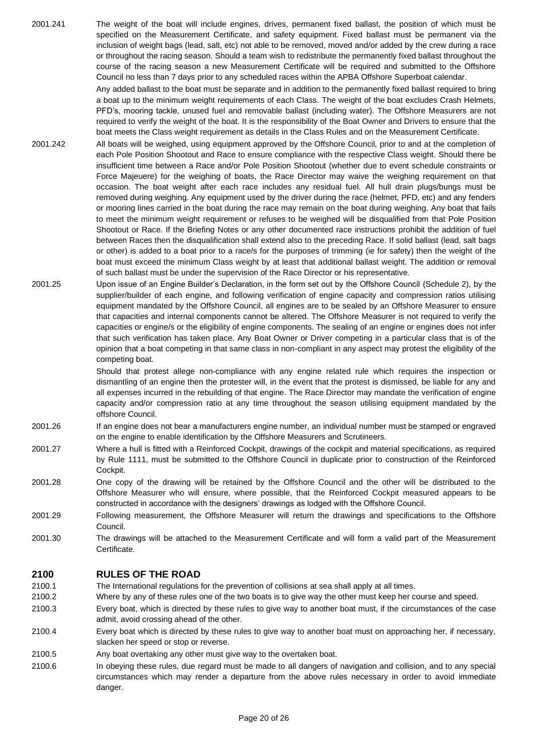2001.241 The weight of the boat will include engines, drives, permanent fixed ballast, the position of which must be specified on the Measurement Certificate, and safety equipment. Fixed ballast must be permanent via the inclusion of weight bags (lead, salt, etc) not able to be removed, moved and/or added by the crew during a race or throughout the racing season. Should a team wish to redistribute the permanently fixed ballast throughout the course of the racing season a new Measurement Certificate will be required and submitted to the Offshore Council no less than 7 days prior to any scheduled races within the APBA Offshore Superboat calendar.

Any added ballast to the boat must be separate and in addition to the permanently fixed ballast required to bring a boat up to the minimum weight requirements of each Class. The weight of the boat excludes Crash Helmets, PFD's, mooring tackle, unused fuel and removable ballast (including water). The Offshore Measurers are not required to verify the weight of the boat. It is the responsibility of the Boat Owner and Drivers to ensure that the boat meets the Class weight requirement as details in the Class Rules and on the Measurement Certificate.

2001.242 All boats will be weighed, using equipment approved by the Offshore Council, prior to and at the completion of each Pole Position Shootout and Race to ensure compliance with the respective Class weight. Should there be insufficient time between a Race and/or Pole Position Shootout (whether due to event schedule constraints or Force Majeuere) for the weighing of boats, the Race Director may waive the weighing requirement on that occasion. The boat weight after each race includes any residual fuel. All hull drain plugs/bungs must be removed during weighing. Any equipment used by the driver during the race (helmet, PFD, etc) and any fenders or mooring lines carried in the boat during the race may remain on the boat during weighing. Any boat that fails to meet the minimum weight requirement or refuses to be weighed will be disqualified from that Pole Position Shootout or Race. If the Briefing Notes or any other documented race instructions prohibit the addition of fuel between Races then the disqualification shall extend also to the preceding Race. If solid ballast (lead, salt bags or other) is added to a boat prior to a race/s for the purposes of trimming (ie for safety) then the weight of the boat must exceed the minimum Class weight by at least that additional ballast weight. The addition or removal of such ballast must be under the supervision of the Race Director or his representative.

2001.25 Upon issue of an Engine Builder's Declaration, in the form set out by the Offshore Council (Schedule 2), by the supplier/builder of each engine, and following verification of engine capacity and compression ratios utilising equipment mandated by the Offshore Council, all engines are to be sealed by an Offshore Measurer to ensure that capacities and internal components cannot be altered. The Offshore Measurer is not required to verify the capacities or engine/s or the eligibility of engine components. The sealing of an engine or engines does not infer that such verification has taken place. Any Boat Owner or Driver competing in a particular class that is of the opinion that a boat competing in that same class in non-compliant in any aspect may protest the eligibility of the competing boat.

Should that protest allege non-compliance with any engine related rule which requires the inspection or dismantling of an engine then the protester will, in the event that the protest is dismissed, be liable for any and all expenses incurred in the rebuilding of that engine. The Race Director may mandate the verification of engine capacity and/or compression ratio at any time throughout the season utilising equipment mandated by the offshore Council.

2001.26 If an engine does not bear a manufacturers engine number, an individual number must be stamped or engraved on the engine to enable identification by the Offshore Measurers and Scrutineers.

2001.27 Where a hull is fitted with a Reinforced Cockpit, drawings of the cockpit and material specifications, as required by Rule 1111, must be submitted to the Offshore Council in duplicate prior to construction of the Reinforced Cockpit.

2001.28 One copy of the drawing will be retained by the Offshore Council and the other will be distributed to the Offshore Measurer who will ensure, where possible, that the Reinforced Cockpit measured appears to be constructed in accordance with the designers' drawings as lodged with the Offshore Council.

2001.29 Following measurement, the Offshore Measurer will return the drawings and specifications to the Offshore Council.

2001.30 The drawings will be attached to the Measurement Certificate and will form a valid part of the Measurement Certificate.

## 2100 RULES OF THE ROAD

2100.1 The International regulations for the prevention of collisions at sea shall apply at all times.

2100.2 Where by any of these rules one of the two boats is to give way the other must keep her course and speed.

2100.3 Every boat, which is directed by these rules to give way to another boat must, if the circumstances of the case admit, avoid crossing ahead of the other.

2100.4 Every boat which is directed by these rules to give way to another boat must on approaching her, if necessary, slacken her speed or stop or reverse.

2100.5 Any boat overtaking any other must give way to the overtaken boat.

2100.6 In obeying these rules, due regard must be made to all dangers of navigation and collision, and to any special circumstances which may render a departure from the above rules necessary in order to avoid immediate danger.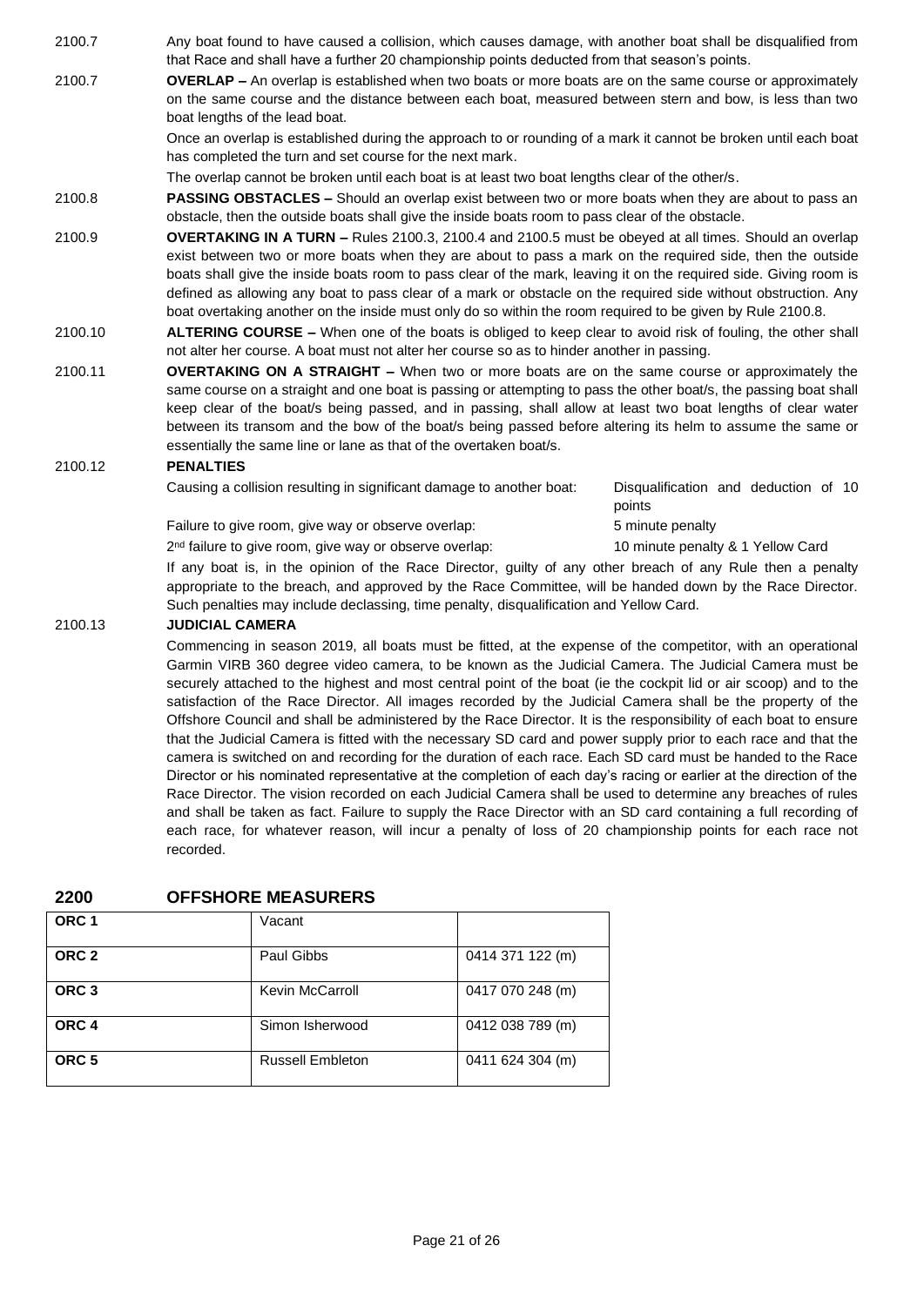2100.7 Any boat found to have caused a collision, which causes damage, with another boat shall be disqualified from that Race and shall have a further 20 championship points deducted from that season's points.

2100.7 **OVERLAP –** An overlap is established when two boats or more boats are on the same course or approximately on the same course and the distance between each boat, measured between stern and bow, is less than two boat lengths of the lead boat.

Once an overlap is established during the approach to or rounding of a mark it cannot be broken until each boat has completed the turn and set course for the next mark.

The overlap cannot be broken until each boat is at least two boat lengths clear of the other/s.

2100.8 **PASSING OBSTACLES –** Should an overlap exist between two or more boats when they are about to pass an obstacle, then the outside boats shall give the inside boats room to pass clear of the obstacle.

2100.9 **OVERTAKING IN A TURN –** Rules 2100.3, 2100.4 and 2100.5 must be obeyed at all times. Should an overlap exist between two or more boats when they are about to pass a mark on the required side, then the outside boats shall give the inside boats room to pass clear of the mark, leaving it on the required side. Giving room is defined as allowing any boat to pass clear of a mark or obstacle on the required side without obstruction. Any boat overtaking another on the inside must only do so within the room required to be given by Rule 2100.8.

2100.10 **ALTERING COURSE –** When one of the boats is obliged to keep clear to avoid risk of fouling, the other shall not alter her course. A boat must not alter her course so as to hinder another in passing.

2100.11 **OVERTAKING ON A STRAIGHT –** When two or more boats are on the same course or approximately the same course and one boat is passing or attempting to pass the other boat/s, the passing boat shall keep clear of the boat/s being passed, and in passing, shall allow at least two boat lengths of clear water between its transom and the bow of the boat/s being passed before altering its helm to assume the same or essentially the same line or lane as that of the overtaken boat/s.

2100.12 **PENALTIES**

| | |
|---|---|
| Causing a collision resulting in significant damage to another boat: | Disqualification and deduction of 10 points |
| Failure to give room, give way or observe overlap: | 5 minute penalty |
| 2nd failure to give room, give way or observe overlap: | 10 minute penalty & 1 Yellow Card |

If any boat is, in the opinion of the Race Director, guilty of any other breach of any Rule then a penalty appropriate to the breach, and approved by the Race Committee, will be handed down by the Race Director. Such penalties may include declassing, time penalty, disqualification and Yellow Card.

2100.13 **JUDICIAL CAMERA**

Commencing in season 2019, all boats must be fitted, at the expense of the competitor, with an operational Garmin VIRB 360 degree video camera, to be known as the Judicial Camera. The Judicial Camera must be securely attached to the highest and most central point of the boat (ie the cockpit lid or air scoop) and to the satisfaction of the Race Director. All images recorded by the Judicial Camera shall be the property of the Offshore Council and shall be administered by the Race Director. It is the responsibility of each boat to ensure that the Judicial Camera is fitted with the necessary SD card and power supply prior to each race and that the camera is switched on and recording for the duration of each race. Each SD card must be handed to the Race Director or his nominated representative at the completion of each day's racing or earlier at the direction of the Race Director. The vision recorded on each Judicial Camera shall be used to determine any breaches of rules and shall be taken as fact. Failure to supply the Race Director with an SD card containing a full recording of each race, for whatever reason, will incur a penalty of loss of 20 championship points for each race not recorded.

## 2200 OFFSHORE MEASURERS

| | | |
|---|---|---|
| **ORC 1** | Vacant | |
| **ORC 2** | Paul Gibbs | 0414 371 122 (m) |
| **ORC 3** | Kevin McCarroll | 0417 070 248 (m) |
| **ORC 4** | Simon Isherwood | 0412 038 789 (m) |
| **ORC 5** | Russell Embleton | 0411 624 304 (m) |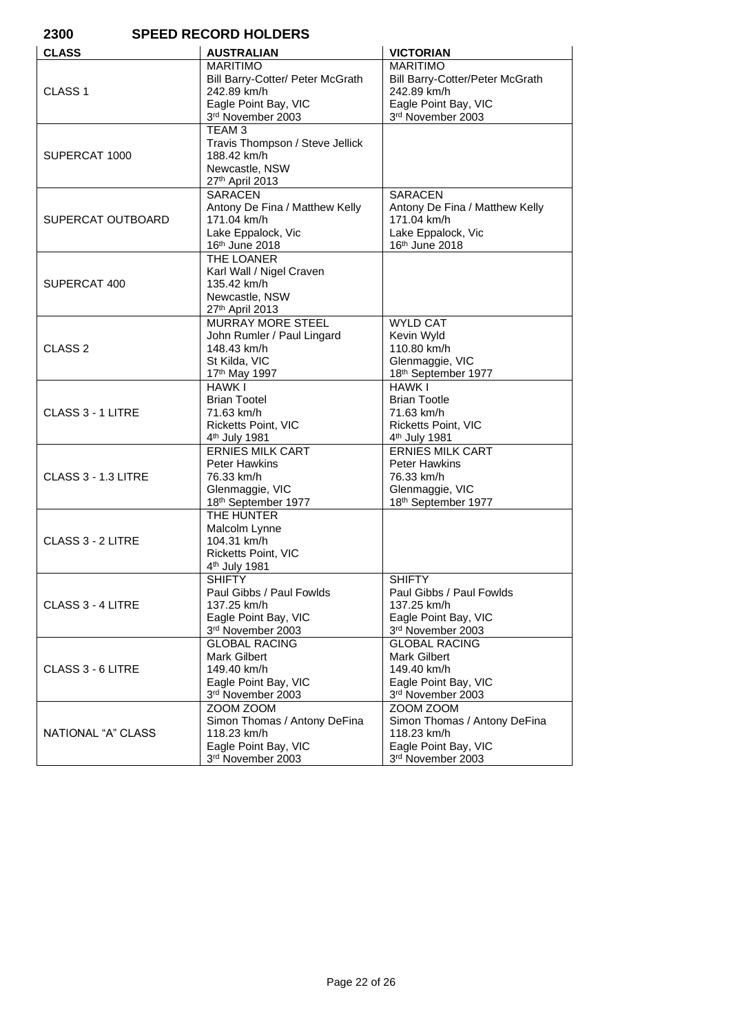## 2300 SPEED RECORD HOLDERS

| CLASS | AUSTRALIAN | VICTORIAN |
|---|---|---|
| CLASS 1 | MARITIMO<br>Bill Barry-Cotter/ Peter McGrath<br>242.89 km/h<br>Eagle Point Bay, VIC<br>3rd November 2003 | MARITIMO<br>Bill Barry-Cotter/Peter McGrath<br>242.89 km/h<br>Eagle Point Bay, VIC<br>3rd November 2003 |
| SUPERCAT 1000 | TEAM 3<br>Travis Thompson / Steve Jellick<br>188.42 km/h<br>Newcastle, NSW<br>27th April 2013 | |
| SUPERCAT OUTBOARD | SARACEN<br>Antony De Fina / Matthew Kelly<br>171.04 km/h<br>Lake Eppalock, Vic<br>16th June 2018 | SARACEN<br>Antony De Fina / Matthew Kelly<br>171.04 km/h<br>Lake Eppalock, Vic<br>16th June 2018 |
| SUPERCAT 400 | THE LOANER<br>Karl Wall / Nigel Craven<br>135.42 km/h<br>Newcastle, NSW<br>27th April 2013 | |
| CLASS 2 | MURRAY MORE STEEL<br>John Rumler / Paul Lingard<br>148.43 km/h<br>St Kilda, VIC<br>17th May 1997 | WYLD CAT<br>Kevin Wyld<br>110.80 km/h<br>Glenmaggie, VIC<br>18th September 1977 |
| CLASS 3 - 1 LITRE | HAWK I<br>Brian Tootel<br>71.63 km/h<br>Ricketts Point, VIC<br>4th July 1981 | HAWK I<br>Brian Tootle<br>71.63 km/h<br>Ricketts Point, VIC<br>4th July 1981 |
| CLASS 3 - 1.3 LITRE | ERNIES MILK CART<br>Peter Hawkins<br>76.33 km/h<br>Glenmaggie, VIC<br>18th September 1977 | ERNIES MILK CART<br>Peter Hawkins<br>76.33 km/h<br>Glenmaggie, VIC<br>18th September 1977 |
| CLASS 3 - 2 LITRE | THE HUNTER<br>Malcolm Lynne<br>104.31 km/h<br>Ricketts Point, VIC<br>4th July 1981 | |
| CLASS 3 - 4 LITRE | SHIFTY<br>Paul Gibbs / Paul Fowlds<br>137.25 km/h<br>Eagle Point Bay, VIC<br>3rd November 2003 | SHIFTY<br>Paul Gibbs / Paul Fowlds<br>137.25 km/h<br>Eagle Point Bay, VIC<br>3rd November 2003 |
| CLASS 3 - 6 LITRE | GLOBAL RACING<br>Mark Gilbert<br>149.40 km/h<br>Eagle Point Bay, VIC<br>3rd November 2003 | GLOBAL RACING<br>Mark Gilbert<br>149.40 km/h<br>Eagle Point Bay, VIC<br>3rd November 2003 |
| NATIONAL "A" CLASS | ZOOM ZOOM<br>Simon Thomas / Antony DeFina<br>118.23 km/h<br>Eagle Point Bay, VIC<br>3rd November 2003 | ZOOM ZOOM<br>Simon Thomas / Antony DeFina<br>118.23 km/h<br>Eagle Point Bay, VIC<br>3rd November 2003 |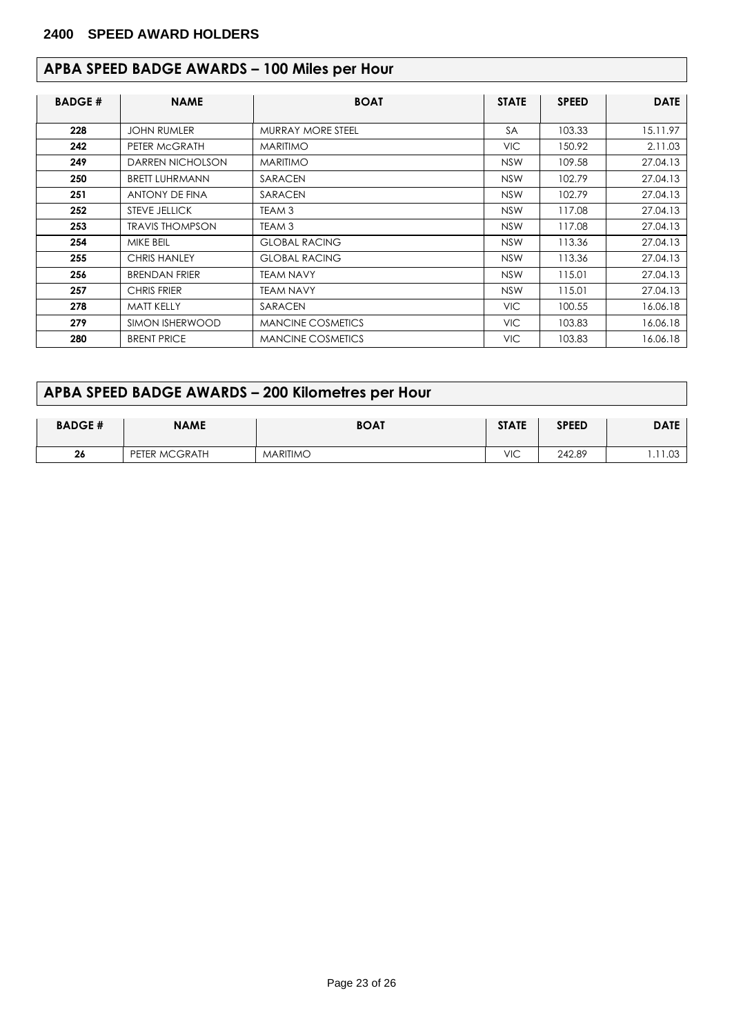## 2400 SPEED AWARD HOLDERS

## APBA SPEED BADGE AWARDS – 100 Miles per Hour

| BADGE # | NAME | BOAT | STATE | SPEED | DATE |
|---|---|---|---|---|---|
| 228 | JOHN RUMLER | MURRAY MORE STEEL | SA | 103.33 | 15.11.97 |
| 242 | PETER McGRATH | MARITIMO | VIC | 150.92 | 2.11.03 |
| 249 | DARREN NICHOLSON | MARITIMO | NSW | 109.58 | 27.04.13 |
| 250 | BRETT LUHRMANN | SARACEN | NSW | 102.79 | 27.04.13 |
| 251 | ANTONY DE FINA | SARACEN | NSW | 102.79 | 27.04.13 |
| 252 | STEVE JELLICK | TEAM 3 | NSW | 117.08 | 27.04.13 |
| 253 | TRAVIS THOMPSON | TEAM 3 | NSW | 117.08 | 27.04.13 |
| 254 | MIKE BEIL | GLOBAL RACING | NSW | 113.36 | 27.04.13 |
| 255 | CHRIS HANLEY | GLOBAL RACING | NSW | 113.36 | 27.04.13 |
| 256 | BRENDAN FRIER | TEAM NAVY | NSW | 115.01 | 27.04.13 |
| 257 | CHRIS FRIER | TEAM NAVY | NSW | 115.01 | 27.04.13 |
| 278 | MATT KELLY | SARACEN | VIC | 100.55 | 16.06.18 |
| 279 | SIMON ISHERWOOD | MANCINE COSMETICS | VIC | 103.83 | 16.06.18 |
| 280 | BRENT PRICE | MANCINE COSMETICS | VIC | 103.83 | 16.06.18 |

## APBA SPEED BADGE AWARDS – 200 Kilometres per Hour

| BADGE # | NAME | BOAT | STATE | SPEED | DATE |
|---|---|---|---|---|---|
| 26 | PETER MCGRATH | MARITIMO | VIC | 242.89 | 1.11.03 |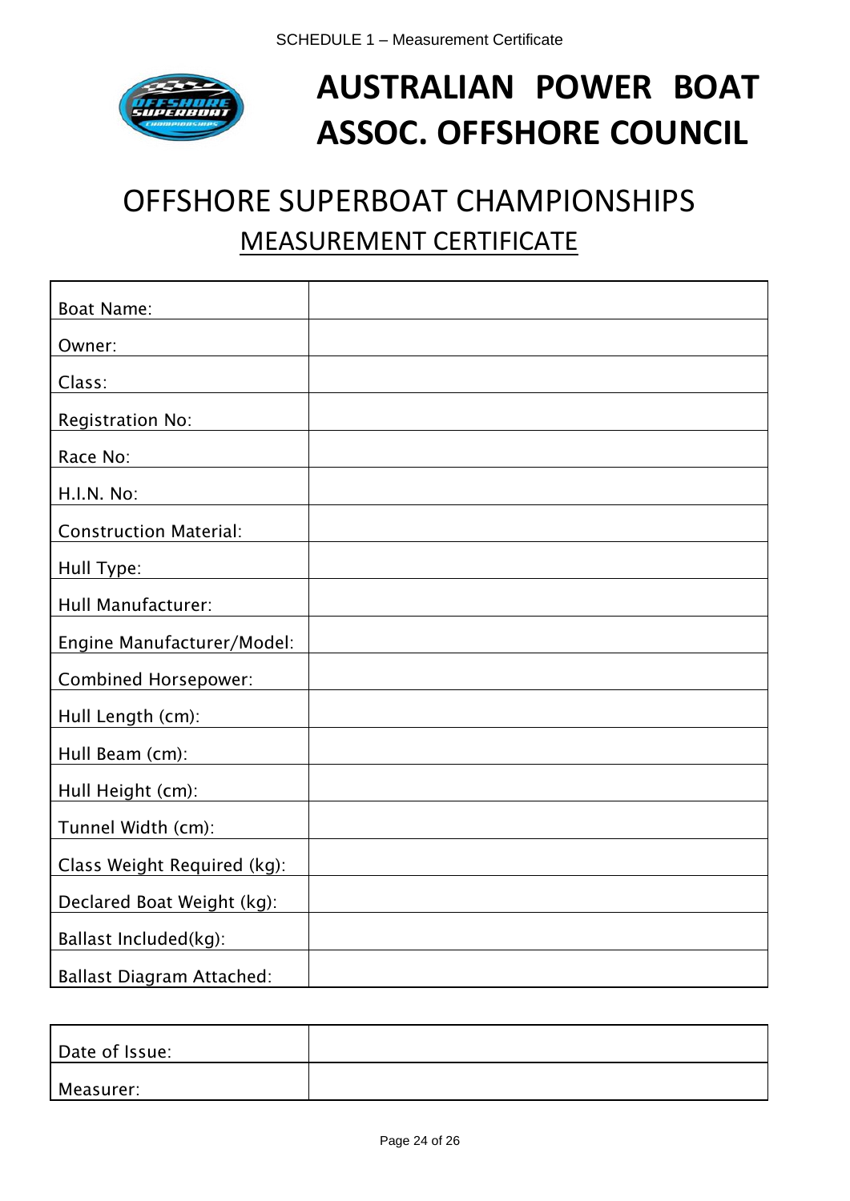SCHEDULE 1 – Measurement Certificate

# AUSTRALIAN POWER BOAT ASSOC. OFFSHORE COUNCIL

## OFFSHORE SUPERBOAT CHAMPIONSHIPS

## MEASUREMENT CERTIFICATE

| | |
|---|---|
| Boat Name: | |
| Owner: | |
| Class: | |
| Registration No: | |
| Race No: | |
| H.I.N. No: | |
| Construction Material: | |
| Hull Type: | |
| Hull Manufacturer: | |
| Engine Manufacturer/Model: | |
| Combined Horsepower: | |
| Hull Length (cm): | |
| Hull Beam (cm): | |
| Hull Height (cm): | |
| Tunnel Width (cm): | |
| Class Weight Required (kg): | |
| Declared Boat Weight (kg): | |
| Ballast Included(kg): | |
| Ballast Diagram Attached: | |

| | |
|---|---|
| Date of Issue: | |
| Measurer: | |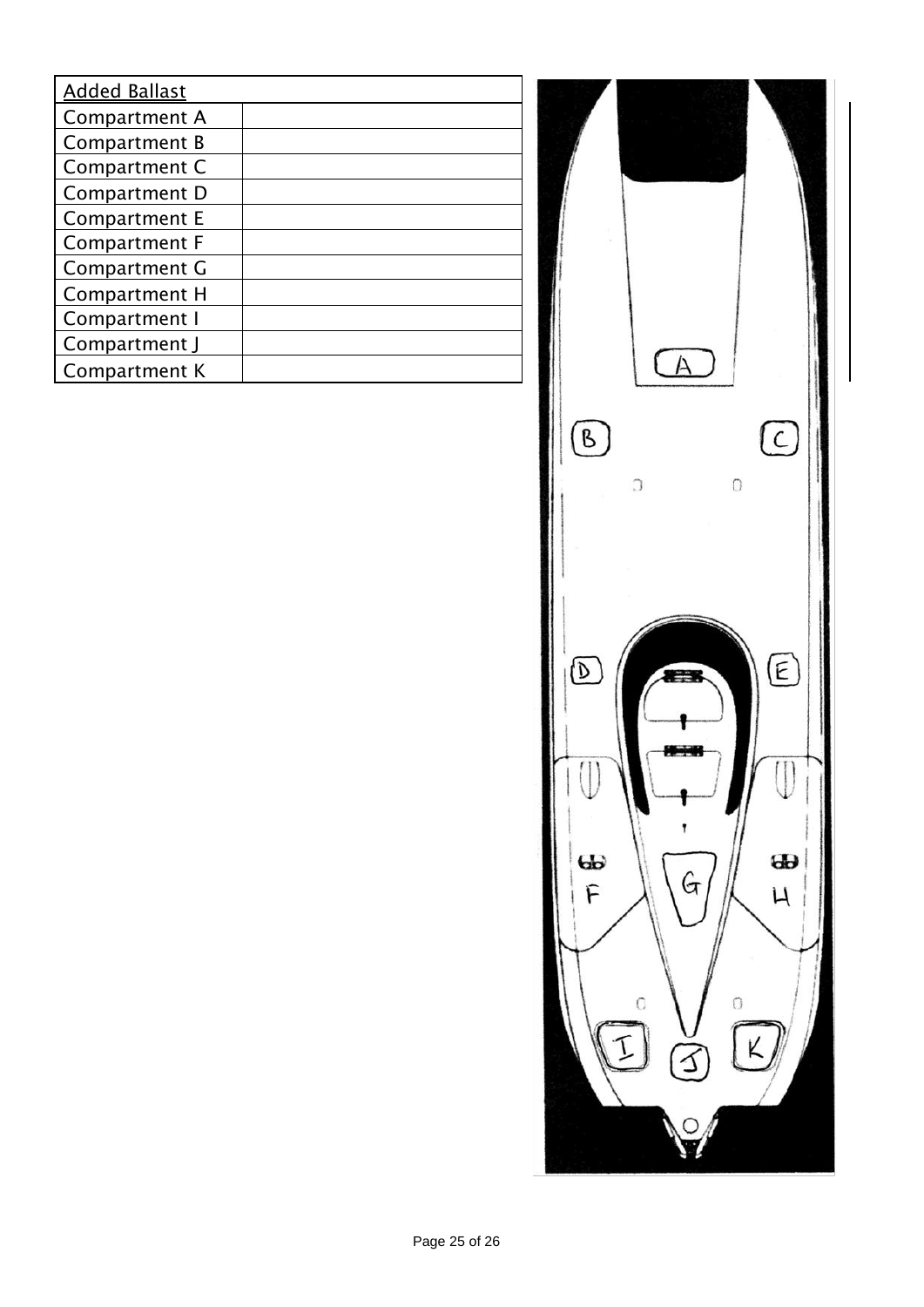| Added Ballast | |
|---|---|
| Compartment A | |
| Compartment B | |
| Compartment C | |
| Compartment D | |
| Compartment E | |
| Compartment F | |
| Compartment G | |
| Compartment H | |
| Compartment I | |
| Compartment J | |
| Compartment K | |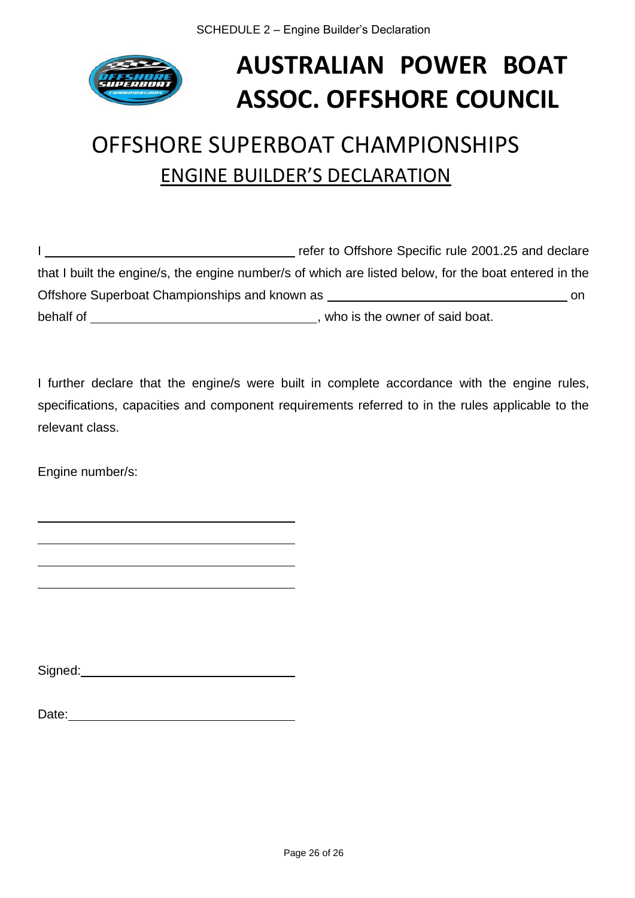SCHEDULE 2 – Engine Builder's Declaration

# AUSTRALIAN POWER BOAT ASSOC. OFFSHORE COUNCIL

# OFFSHORE SUPERBOAT CHAMPIONSHIPS

## ENGINE BUILDER'S DECLARATION

I ____________________________________ refer to Offshore Specific rule 2001.25 and declare that I built the engine/s, the engine number/s of which are listed below, for the boat entered in the Offshore Superboat Championships and known as ____________________________________ on behalf of ________________________________, who is the owner of said boat.

I further declare that the engine/s were built in complete accordance with the engine rules, specifications, capacities and component requirements referred to in the rules applicable to the relevant class.

Engine number/s:

____________________________________

____________________________________

____________________________________

____________________________________

Signed: ________________________________

Date: ________________________________